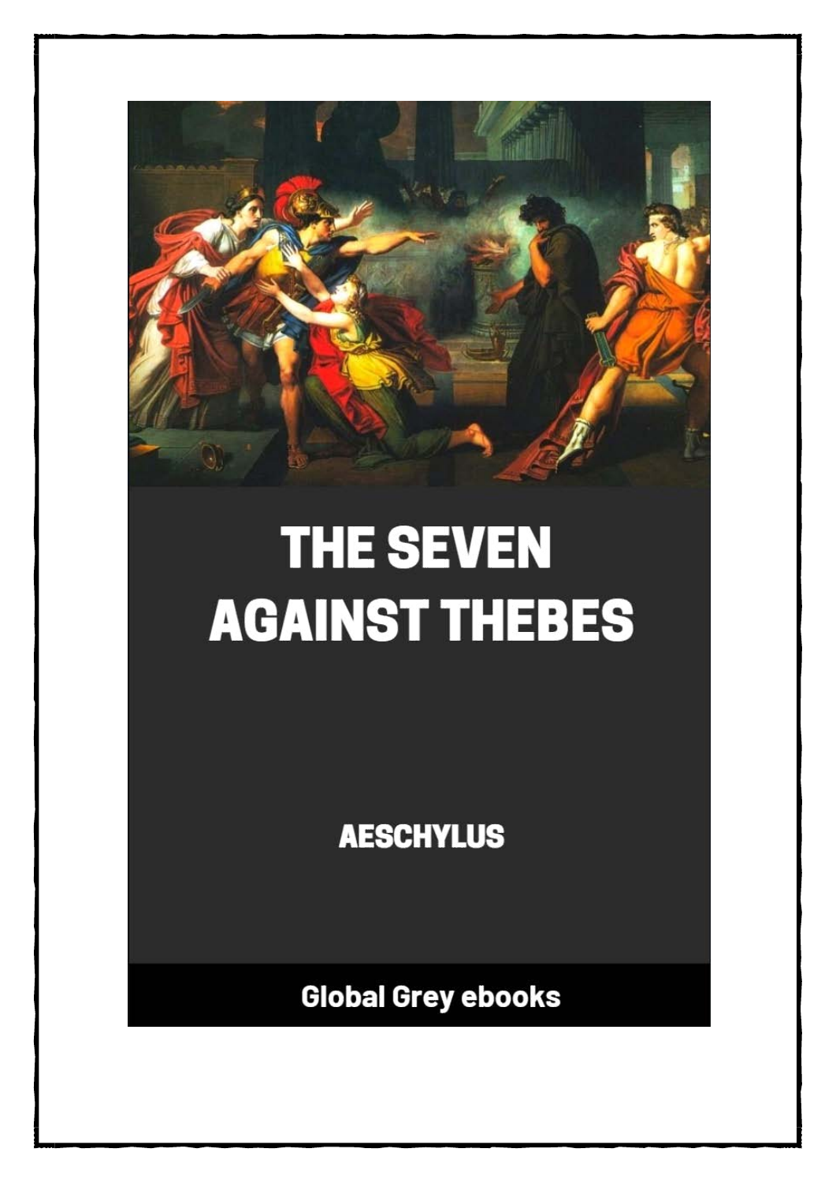# THE SEVEN AGAINST THEBES

AESCHYLUS

Global Grey ebooks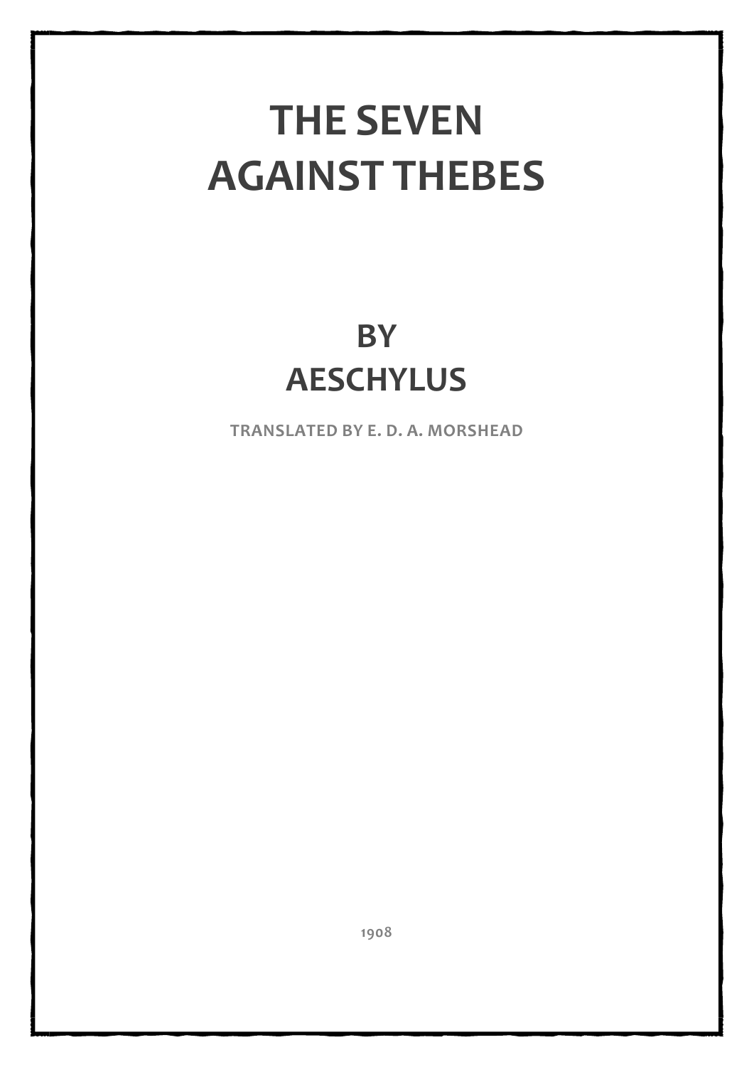# THE SEVEN AGAINST THEBES

## BY AESCHYLUS

TRANSLATED BY E. D. A. MORSHEAD

1908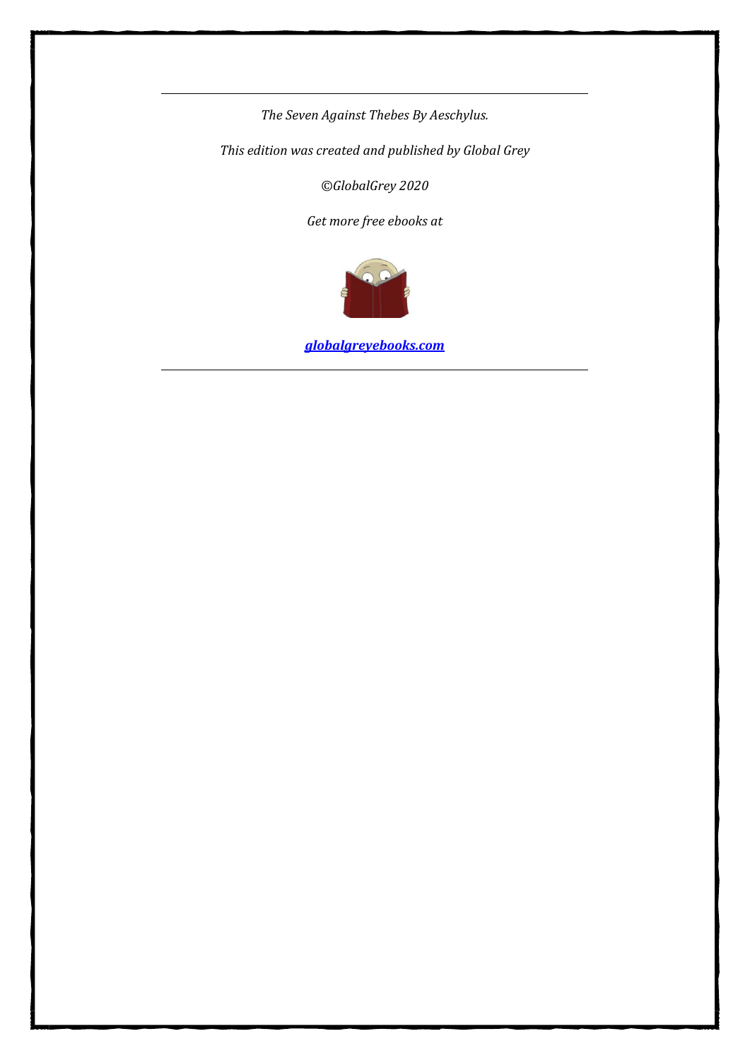---

*The Seven Against Thebes By Aeschylus.*

*This edition was created and published by Global Grey*

*©GlobalGrey 2020*

*Get more free ebooks at*

***globalgreyebooks.com***

---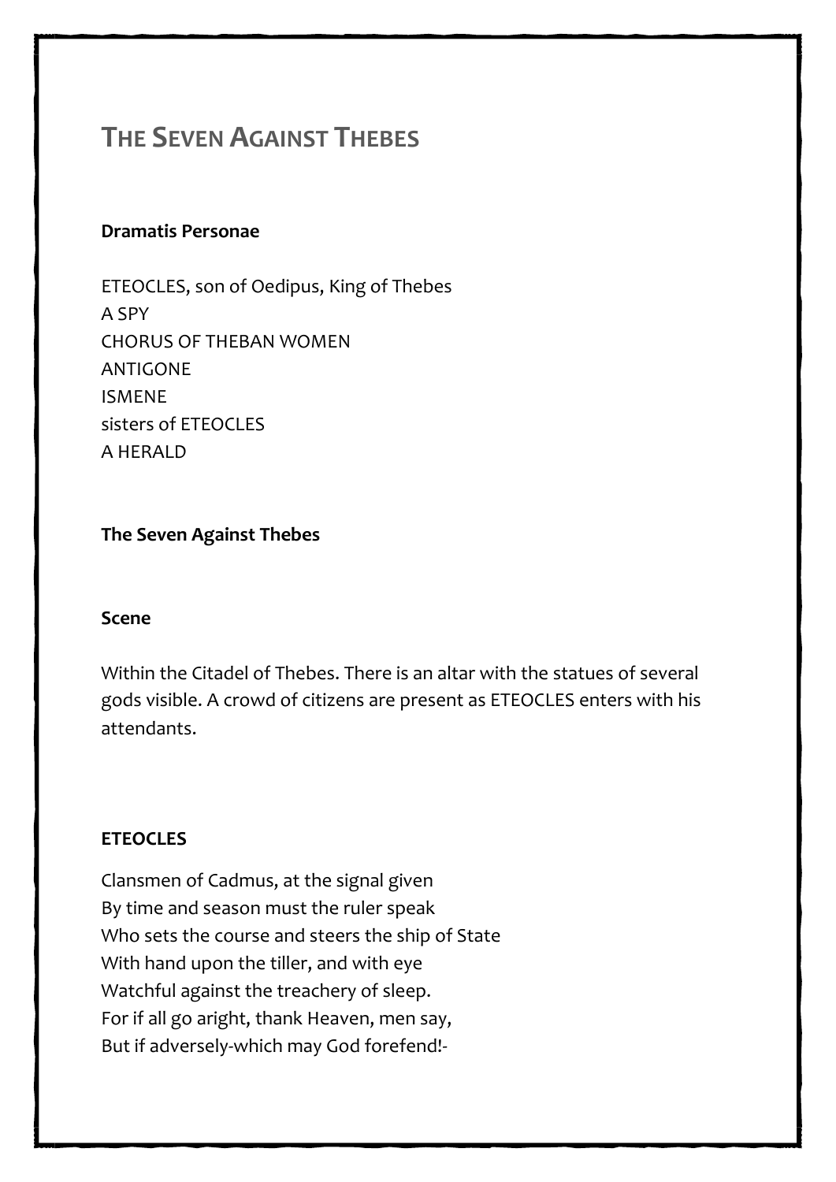# The Seven Against Thebes

**Dramatis Personae**

ETEOCLES, son of Oedipus, King of Thebes
A SPY
CHORUS OF THEBAN WOMEN
ANTIGONE
ISMENE
sisters of ETEOCLES
A HERALD

**The Seven Against Thebes**

**Scene**

Within the Citadel of Thebes. There is an altar with the statues of several gods visible. A crowd of citizens are present as ETEOCLES enters with his attendants.

**ETEOCLES**

Clansmen of Cadmus, at the signal given
By time and season must the ruler speak
Who sets the course and steers the ship of State
With hand upon the tiller, and with eye
Watchful against the treachery of sleep.
For if all go aright, thank Heaven, men say,
But if adversely-which may God forefend!-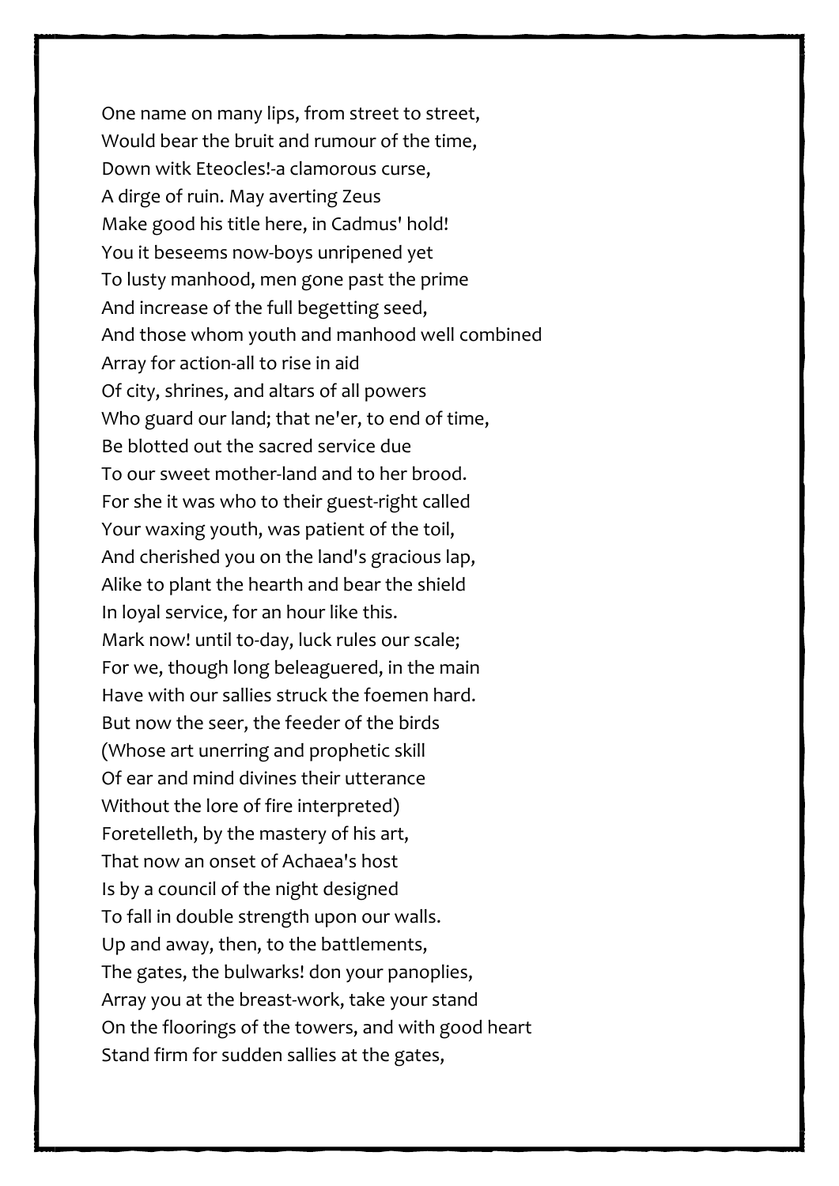One name on many lips, from street to street,
Would bear the bruit and rumour of the time,
Down witk Eteocles!-a clamorous curse,
A dirge of ruin. May averting Zeus
Make good his title here, in Cadmus' hold!
You it beseems now-boys unripened yet
To lusty manhood, men gone past the prime
And increase of the full begetting seed,
And those whom youth and manhood well combined
Array for action-all to rise in aid
Of city, shrines, and altars of all powers
Who guard our land; that ne'er, to end of time,
Be blotted out the sacred service due
To our sweet mother-land and to her brood.
For she it was who to their guest-right called
Your waxing youth, was patient of the toil,
And cherished you on the land's gracious lap,
Alike to plant the hearth and bear the shield
In loyal service, for an hour like this.
Mark now! until to-day, luck rules our scale;
For we, though long beleaguered, in the main
Have with our sallies struck the foemen hard.
But now the seer, the feeder of the birds
(Whose art unerring and prophetic skill
Of ear and mind divines their utterance
Without the lore of fire interpreted)
Foretelleth, by the mastery of his art,
That now an onset of Achaea's host
Is by a council of the night designed
To fall in double strength upon our walls.
Up and away, then, to the battlements,
The gates, the bulwarks! don your panoplies,
Array you at the breast-work, take your stand
On the floorings of the towers, and with good heart
Stand firm for sudden sallies at the gates,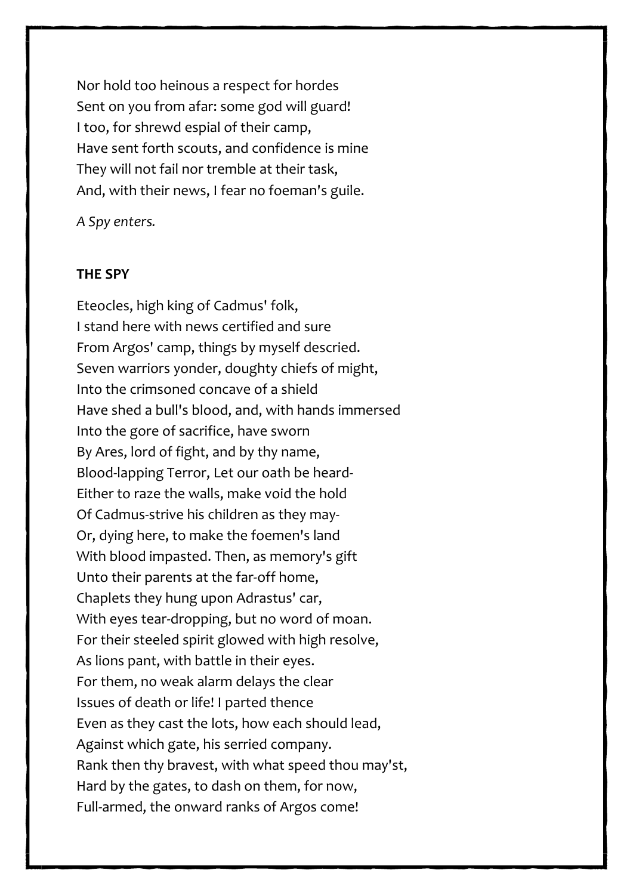Nor hold too heinous a respect for hordes
Sent on you from afar: some god will guard!
I too, for shrewd espial of their camp,
Have sent forth scouts, and confidence is mine
They will not fail nor tremble at their task,
And, with their news, I fear no foeman's guile.

*A Spy enters.*

**THE SPY**

Eteocles, high king of Cadmus' folk,
I stand here with news certified and sure
From Argos' camp, things by myself descried.
Seven warriors yonder, doughty chiefs of might,
Into the crimsoned concave of a shield
Have shed a bull's blood, and, with hands immersed
Into the gore of sacrifice, have sworn
By Ares, lord of fight, and by thy name,
Blood-lapping Terror, Let our oath be heard-
Either to raze the walls, make void the hold
Of Cadmus-strive his children as they may-
Or, dying here, to make the foemen's land
With blood impasted. Then, as memory's gift
Unto their parents at the far-off home,
Chaplets they hung upon Adrastus' car,
With eyes tear-dropping, but no word of moan.
For their steeled spirit glowed with high resolve,
As lions pant, with battle in their eyes.
For them, no weak alarm delays the clear
Issues of death or life! I parted thence
Even as they cast the lots, how each should lead,
Against which gate, his serried company.
Rank then thy bravest, with what speed thou may'st,
Hard by the gates, to dash on them, for now,
Full-armed, the onward ranks of Argos come!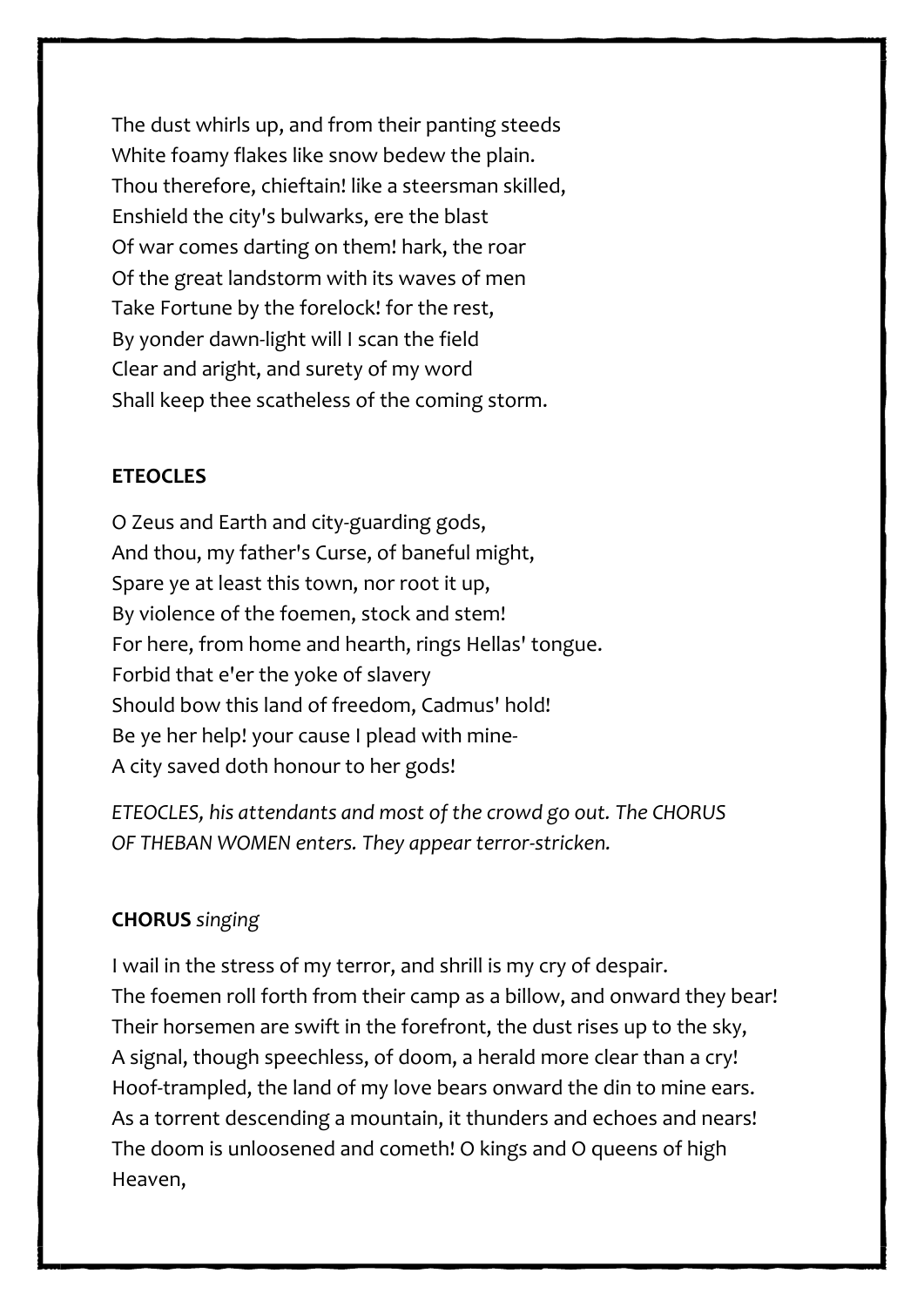The dust whirls up, and from their panting steeds
White foamy flakes like snow bedew the plain.
Thou therefore, chieftain! like a steersman skilled,
Enshield the city's bulwarks, ere the blast
Of war comes darting on them! hark, the roar
Of the great landstorm with its waves of men
Take Fortune by the forelock! for the rest,
By yonder dawn-light will I scan the field
Clear and aright, and surety of my word
Shall keep thee scatheless of the coming storm.

**ETEOCLES**

O Zeus and Earth and city-guarding gods,
And thou, my father's Curse, of baneful might,
Spare ye at least this town, nor root it up,
By violence of the foemen, stock and stem!
For here, from home and hearth, rings Hellas' tongue.
Forbid that e'er the yoke of slavery
Should bow this land of freedom, Cadmus' hold!
Be ye her help! your cause I plead with mine-
A city saved doth honour to her gods!

*ETEOCLES, his attendants and most of the crowd go out. The CHORUS OF THEBAN WOMEN enters. They appear terror-stricken.*

**CHORUS** *singing*

I wail in the stress of my terror, and shrill is my cry of despair.
The foemen roll forth from their camp as a billow, and onward they bear!
Their horsemen are swift in the forefront, the dust rises up to the sky,
A signal, though speechless, of doom, a herald more clear than a cry!
Hoof-trampled, the land of my love bears onward the din to mine ears.
As a torrent descending a mountain, it thunders and echoes and nears!
The doom is unloosened and cometh! O kings and O queens of high Heaven,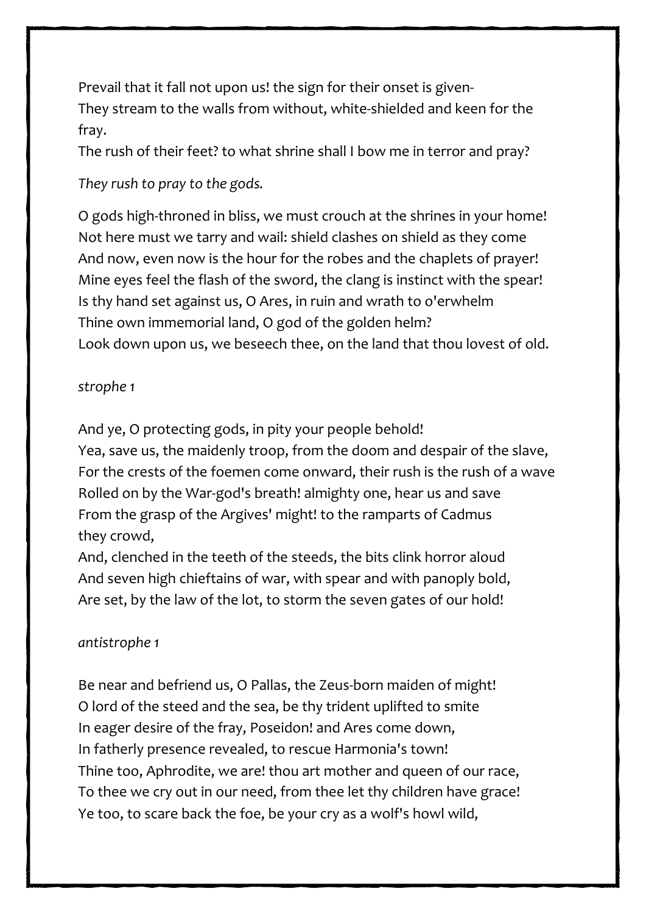Prevail that it fall not upon us! the sign for their onset is given-
They stream to the walls from without, white-shielded and keen for the fray.
The rush of their feet? to what shrine shall I bow me in terror and pray?

*They rush to pray to the gods.*

O gods high-throned in bliss, we must crouch at the shrines in your home!
Not here must we tarry and wail: shield clashes on shield as they come
And now, even now is the hour for the robes and the chaplets of prayer!
Mine eyes feel the flash of the sword, the clang is instinct with the spear!
Is thy hand set against us, O Ares, in ruin and wrath to o'erwhelm
Thine own immemorial land, O god of the golden helm?
Look down upon us, we beseech thee, on the land that thou lovest of old.

*strophe 1*

And ye, O protecting gods, in pity your people behold!
Yea, save us, the maidenly troop, from the doom and despair of the slave,
For the crests of the foemen come onward, their rush is the rush of a wave
Rolled on by the War-god's breath! almighty one, hear us and save
From the grasp of the Argives' might! to the ramparts of Cadmus they crowd,
And, clenched in the teeth of the steeds, the bits clink horror aloud
And seven high chieftains of war, with spear and with panoply bold,
Are set, by the law of the lot, to storm the seven gates of our hold!

*antistrophe 1*

Be near and befriend us, O Pallas, the Zeus-born maiden of might!
O lord of the steed and the sea, be thy trident uplifted to smite
In eager desire of the fray, Poseidon! and Ares come down,
In fatherly presence revealed, to rescue Harmonia's town!
Thine too, Aphrodite, we are! thou art mother and queen of our race,
To thee we cry out in our need, from thee let thy children have grace!
Ye too, to scare back the foe, be your cry as a wolf's howl wild,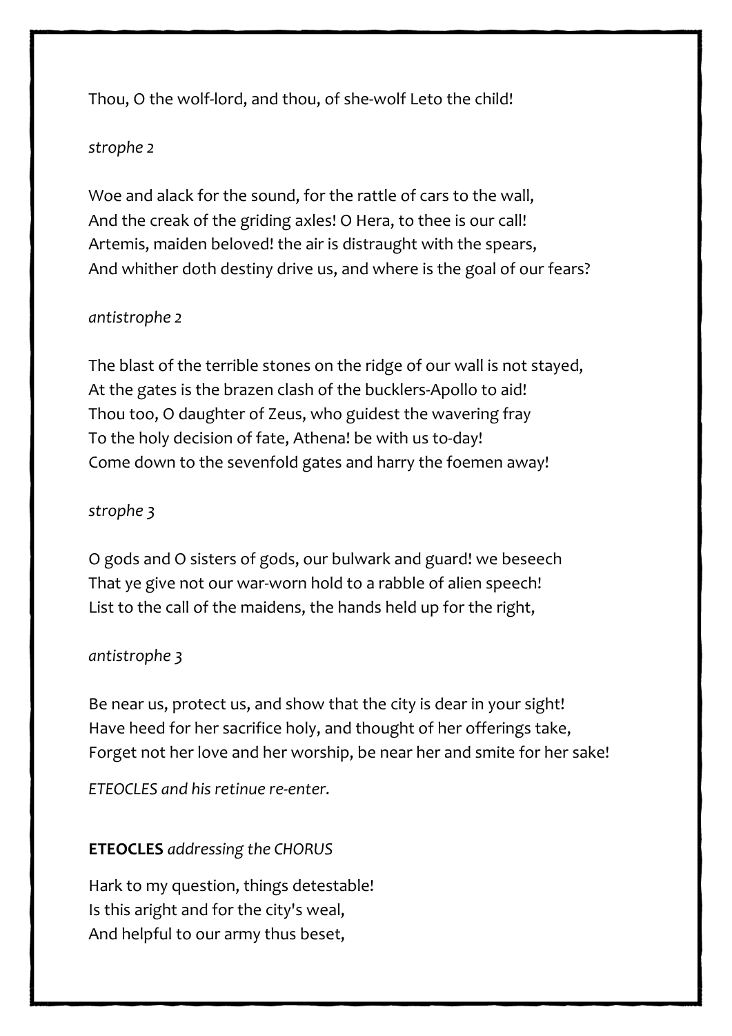Thou, O the wolf-lord, and thou, of she-wolf Leto the child!

*strophe 2*

Woe and alack for the sound, for the rattle of cars to the wall,
And the creak of the griding axles! O Hera, to thee is our call!
Artemis, maiden beloved! the air is distraught with the spears,
And whither doth destiny drive us, and where is the goal of our fears?

*antistrophe 2*

The blast of the terrible stones on the ridge of our wall is not stayed,
At the gates is the brazen clash of the bucklers-Apollo to aid!
Thou too, O daughter of Zeus, who guidest the wavering fray
To the holy decision of fate, Athena! be with us to-day!
Come down to the sevenfold gates and harry the foemen away!

*strophe 3*

O gods and O sisters of gods, our bulwark and guard! we beseech
That ye give not our war-worn hold to a rabble of alien speech!
List to the call of the maidens, the hands held up for the right,

*antistrophe 3*

Be near us, protect us, and show that the city is dear in your sight!
Have heed for her sacrifice holy, and thought of her offerings take,
Forget not her love and her worship, be near her and smite for her sake!

*ETEOCLES and his retinue re-enter.*

**ETEOCLES** *addressing the CHORUS*

Hark to my question, things detestable!
Is this aright and for the city's weal,
And helpful to our army thus beset,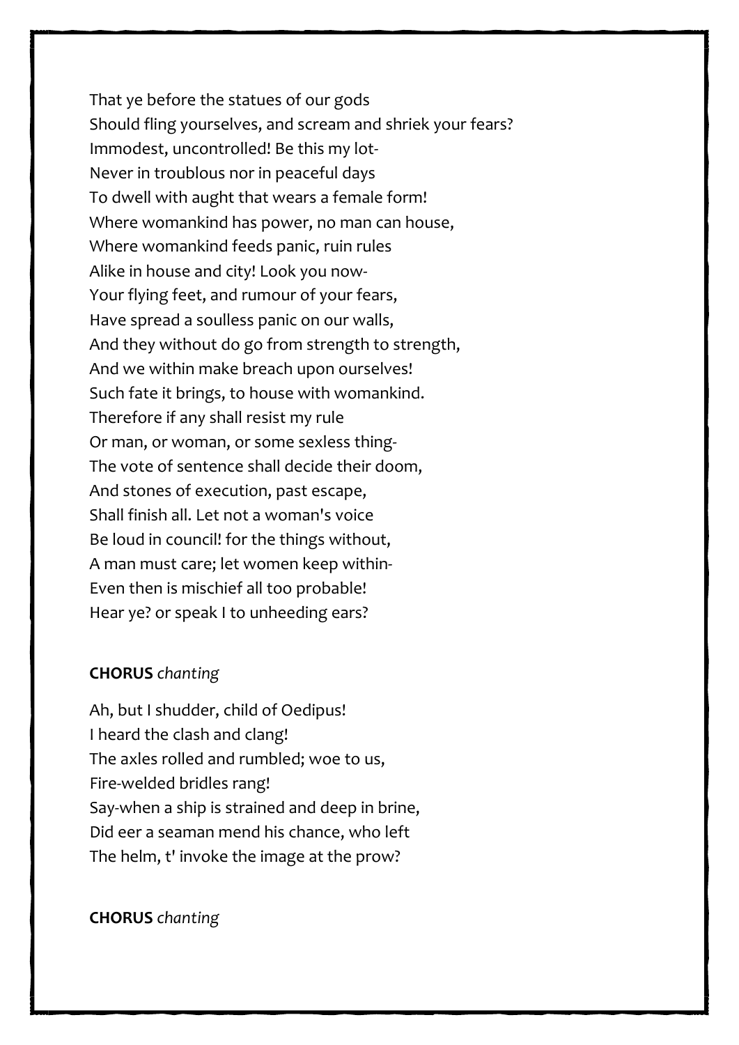That ye before the statues of our gods
Should fling yourselves, and scream and shriek your fears?
Immodest, uncontrolled! Be this my lot-
Never in troublous nor in peaceful days
To dwell with aught that wears a female form!
Where womankind has power, no man can house,
Where womankind feeds panic, ruin rules
Alike in house and city! Look you now-
Your flying feet, and rumour of your fears,
Have spread a soulless panic on our walls,
And they without do go from strength to strength,
And we within make breach upon ourselves!
Such fate it brings, to house with womankind.
Therefore if any shall resist my rule
Or man, or woman, or some sexless thing-
The vote of sentence shall decide their doom,
And stones of execution, past escape,
Shall finish all. Let not a woman's voice
Be loud in council! for the things without,
A man must care; let women keep within-
Even then is mischief all too probable!
Hear ye? or speak I to unheeding ears?

**CHORUS** *chanting*

Ah, but I shudder, child of Oedipus!
I heard the clash and clang!
The axles rolled and rumbled; woe to us,
Fire-welded bridles rang!
Say-when a ship is strained and deep in brine,
Did eer a seaman mend his chance, who left
The helm, t' invoke the image at the prow?

**CHORUS** *chanting*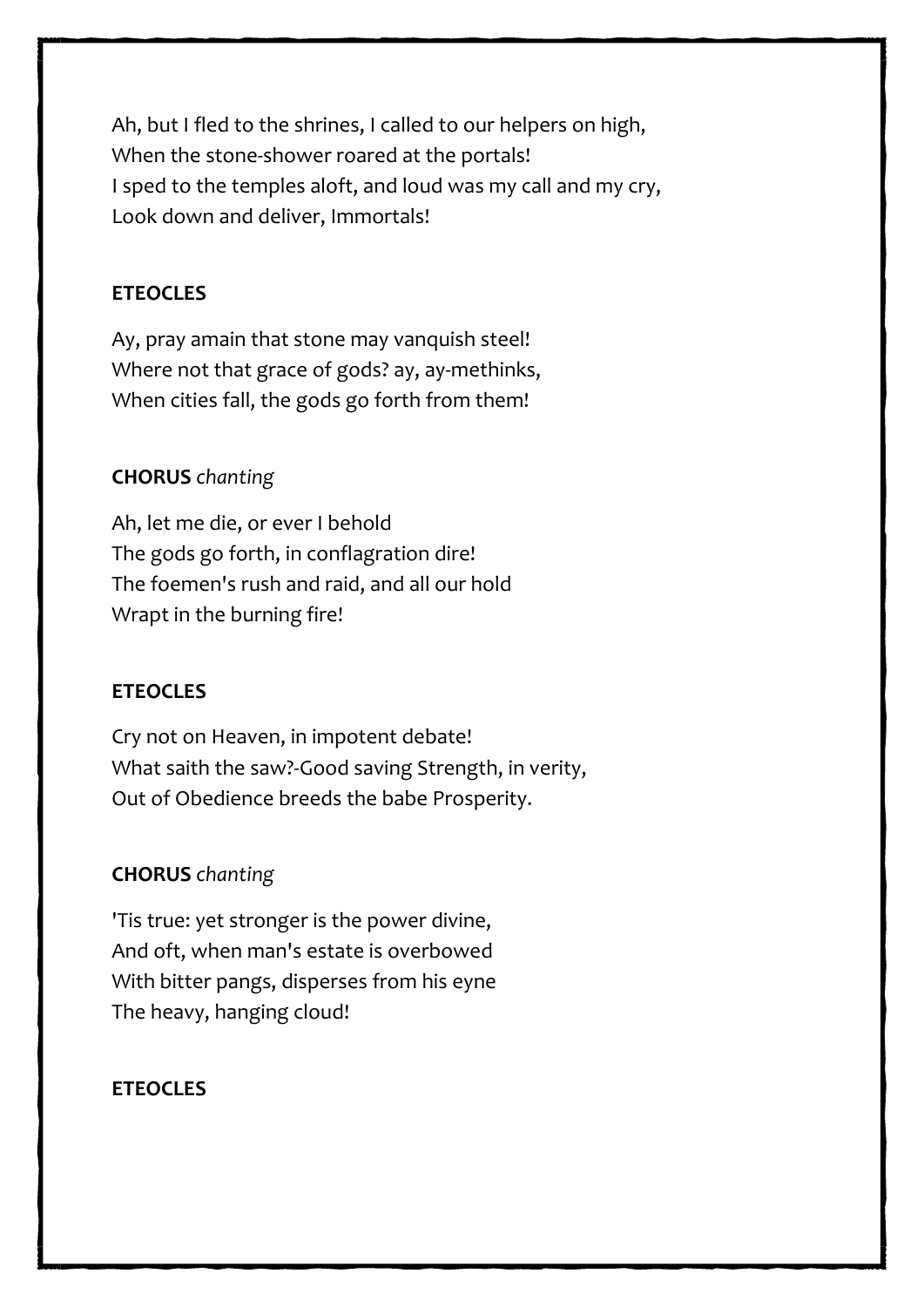Ah, but I fled to the shrines, I called to our helpers on high,
When the stone-shower roared at the portals!
I sped to the temples aloft, and loud was my call and my cry,
Look down and deliver, Immortals!

**ETEOCLES**

Ay, pray amain that stone may vanquish steel!
Where not that grace of gods? ay, ay-methinks,
When cities fall, the gods go forth from them!

**CHORUS** *chanting*

Ah, let me die, or ever I behold
The gods go forth, in conflagration dire!
The foemen's rush and raid, and all our hold
Wrapt in the burning fire!

**ETEOCLES**

Cry not on Heaven, in impotent debate!
What saith the saw?-Good saving Strength, in verity,
Out of Obedience breeds the babe Prosperity.

**CHORUS** *chanting*

'Tis true: yet stronger is the power divine,
And oft, when man's estate is overbowed
With bitter pangs, disperses from his eyne
The heavy, hanging cloud!

**ETEOCLES**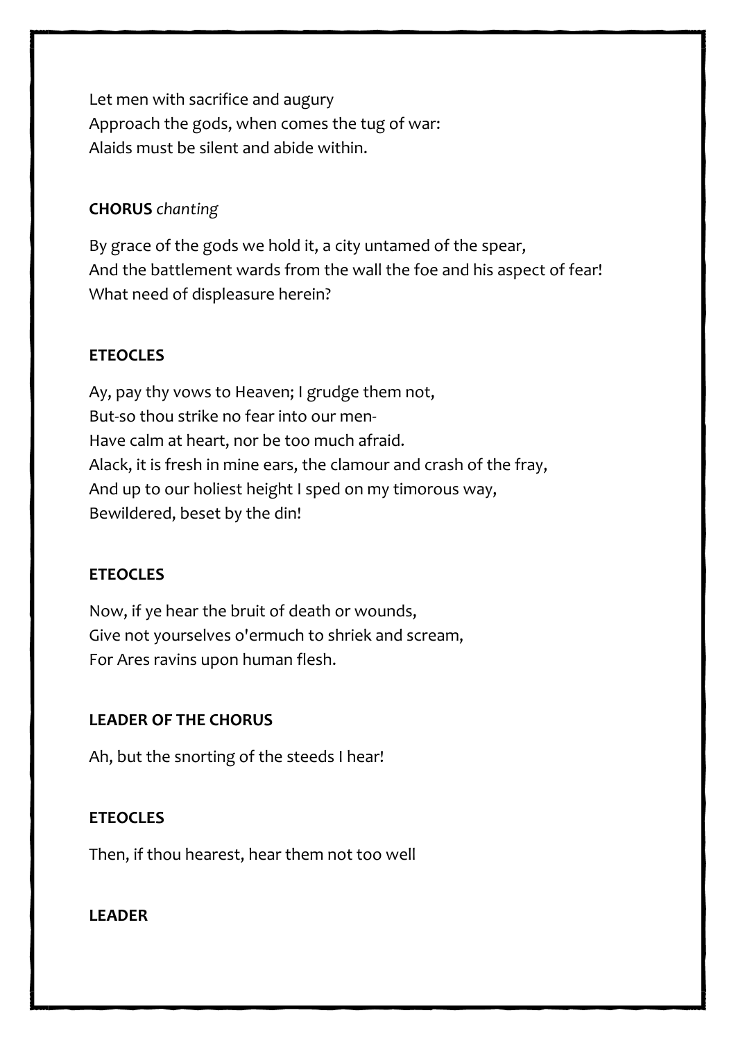Let men with sacrifice and augury
Approach the gods, when comes the tug of war:
Alaids must be silent and abide within.

**CHORUS** *chanting*

By grace of the gods we hold it, a city untamed of the spear,
And the battlement wards from the wall the foe and his aspect of fear!
What need of displeasure herein?

**ETEOCLES**

Ay, pay thy vows to Heaven; I grudge them not,
But-so thou strike no fear into our men-
Have calm at heart, nor be too much afraid.
Alack, it is fresh in mine ears, the clamour and crash of the fray,
And up to our holiest height I sped on my timorous way,
Bewildered, beset by the din!

**ETEOCLES**

Now, if ye hear the bruit of death or wounds,
Give not yourselves o'ermuch to shriek and scream,
For Ares ravins upon human flesh.

**LEADER OF THE CHORUS**

Ah, but the snorting of the steeds I hear!

**ETEOCLES**

Then, if thou hearest, hear them not too well

**LEADER**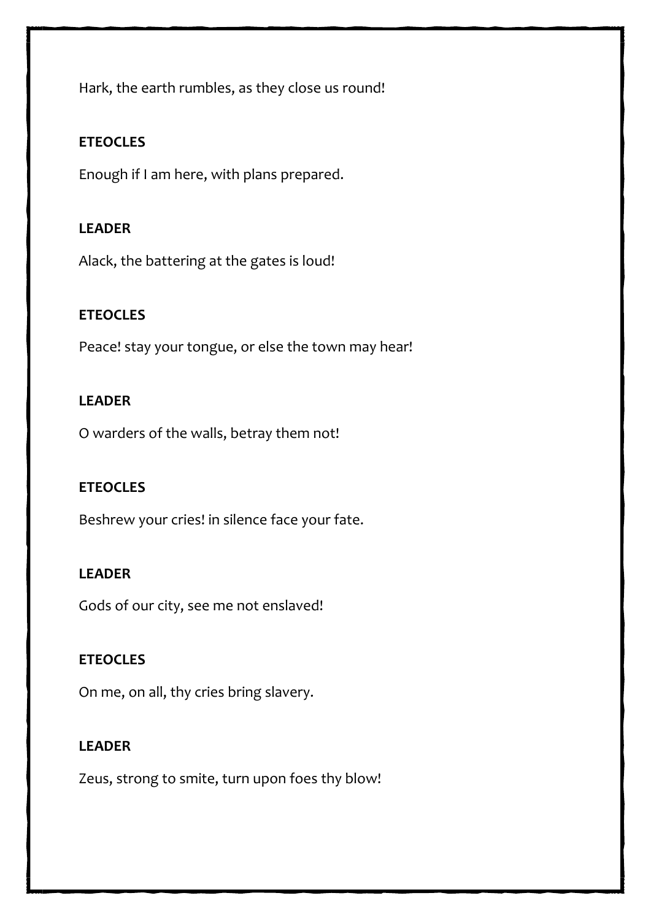Hark, the earth rumbles, as they close us round!

**ETEOCLES**

Enough if I am here, with plans prepared.

**LEADER**

Alack, the battering at the gates is loud!

**ETEOCLES**

Peace! stay your tongue, or else the town may hear!

**LEADER**

O warders of the walls, betray them not!

**ETEOCLES**

Beshrew your cries! in silence face your fate.

**LEADER**

Gods of our city, see me not enslaved!

**ETEOCLES**

On me, on all, thy cries bring slavery.

**LEADER**

Zeus, strong to smite, turn upon foes thy blow!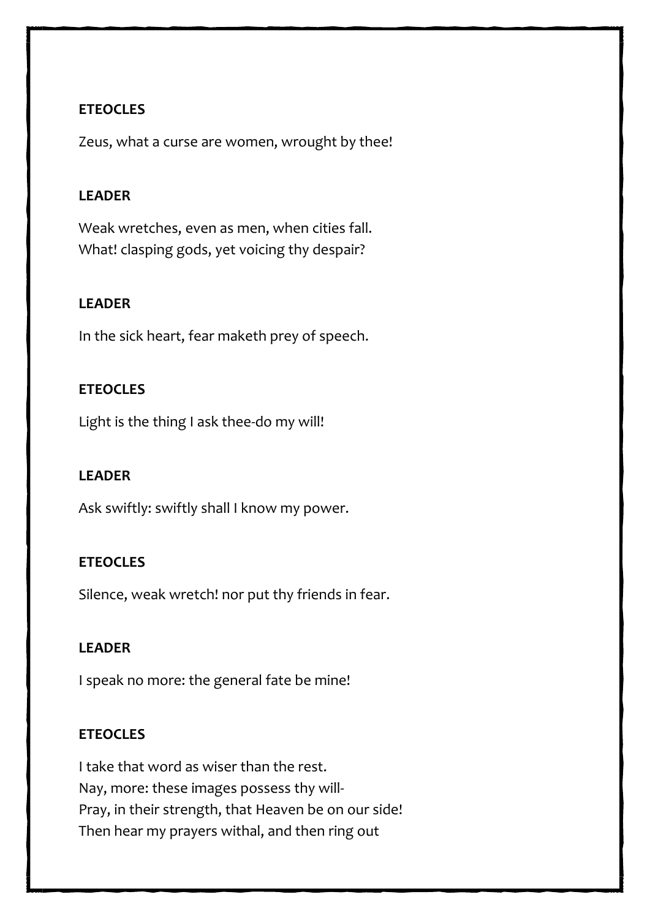**ETEOCLES**

Zeus, what a curse are women, wrought by thee!

**LEADER**

Weak wretches, even as men, when cities fall.
What! clasping gods, yet voicing thy despair?

**LEADER**

In the sick heart, fear maketh prey of speech.

**ETEOCLES**

Light is the thing I ask thee-do my will!

**LEADER**

Ask swiftly: swiftly shall I know my power.

**ETEOCLES**

Silence, weak wretch! nor put thy friends in fear.

**LEADER**

I speak no more: the general fate be mine!

**ETEOCLES**

I take that word as wiser than the rest.
Nay, more: these images possess thy will-
Pray, in their strength, that Heaven be on our side!
Then hear my prayers withal, and then ring out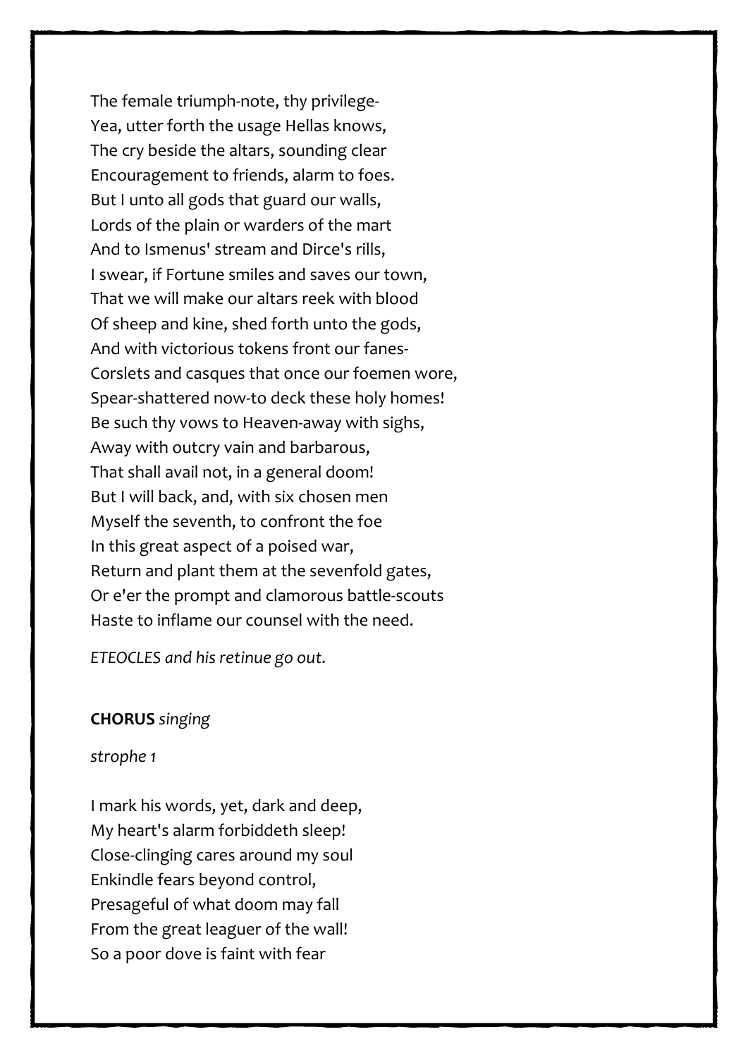The female triumph-note, thy privilege-
Yea, utter forth the usage Hellas knows,
The cry beside the altars, sounding clear
Encouragement to friends, alarm to foes.
But I unto all gods that guard our walls,
Lords of the plain or warders of the mart
And to Ismenus' stream and Dirce's rills,
I swear, if Fortune smiles and saves our town,
That we will make our altars reek with blood
Of sheep and kine, shed forth unto the gods,
And with victorious tokens front our fanes-
Corslets and casques that once our foemen wore,
Spear-shattered now-to deck these holy homes!
Be such thy vows to Heaven-away with sighs,
Away with outcry vain and barbarous,
That shall avail not, in a general doom!
But I will back, and, with six chosen men
Myself the seventh, to confront the foe
In this great aspect of a poised war,
Return and plant them at the sevenfold gates,
Or e'er the prompt and clamorous battle-scouts
Haste to inflame our counsel with the need.

*ETEOCLES and his retinue go out.*

**CHORUS** *singing*

*strophe 1*

I mark his words, yet, dark and deep,
My heart's alarm forbiddeth sleep!
Close-clinging cares around my soul
Enkindle fears beyond control,
Presageful of what doom may fall
From the great leaguer of the wall!
So a poor dove is faint with fear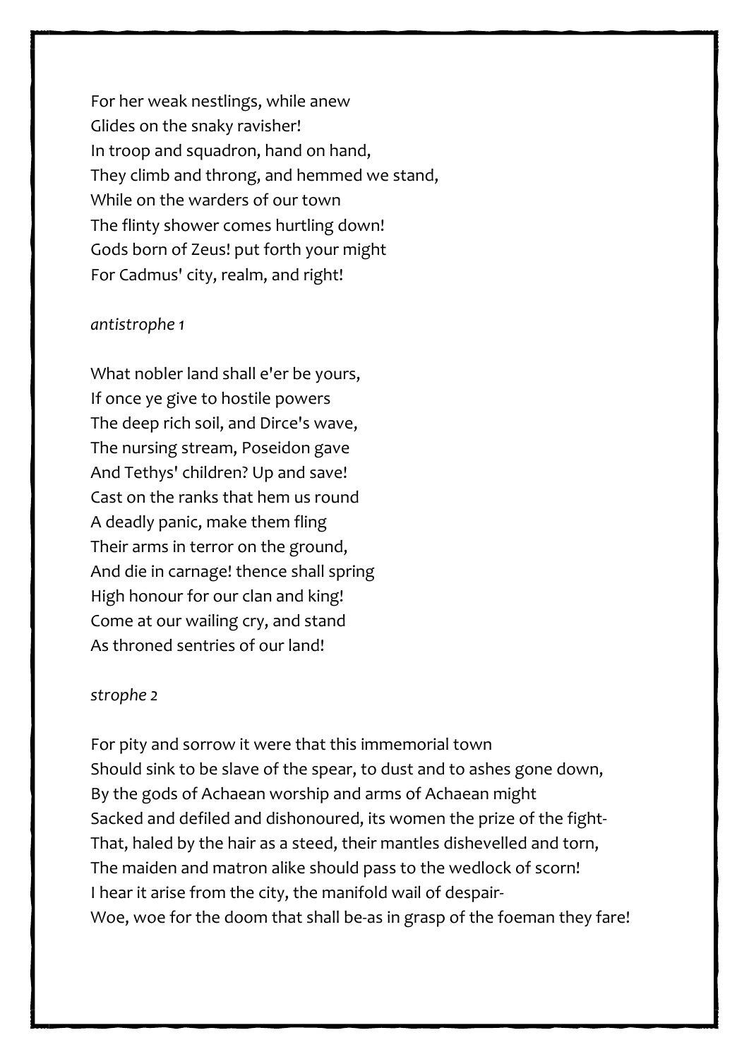For her weak nestlings, while anew
Glides on the snaky ravisher!
In troop and squadron, hand on hand,
They climb and throng, and hemmed we stand,
While on the warders of our town
The flinty shower comes hurtling down!
Gods born of Zeus! put forth your might
For Cadmus' city, realm, and right!

*antistrophe 1*

What nobler land shall e'er be yours,
If once ye give to hostile powers
The deep rich soil, and Dirce's wave,
The nursing stream, Poseidon gave
And Tethys' children? Up and save!
Cast on the ranks that hem us round
A deadly panic, make them fling
Their arms in terror on the ground,
And die in carnage! thence shall spring
High honour for our clan and king!
Come at our wailing cry, and stand
As throned sentries of our land!

*strophe 2*

For pity and sorrow it were that this immemorial town
Should sink to be slave of the spear, to dust and to ashes gone down,
By the gods of Achaean worship and arms of Achaean might
Sacked and defiled and dishonoured, its women the prize of the fight-
That, haled by the hair as a steed, their mantles dishevelled and torn,
The maiden and matron alike should pass to the wedlock of scorn!
I hear it arise from the city, the manifold wail of despair-
Woe, woe for the doom that shall be-as in grasp of the foeman they fare!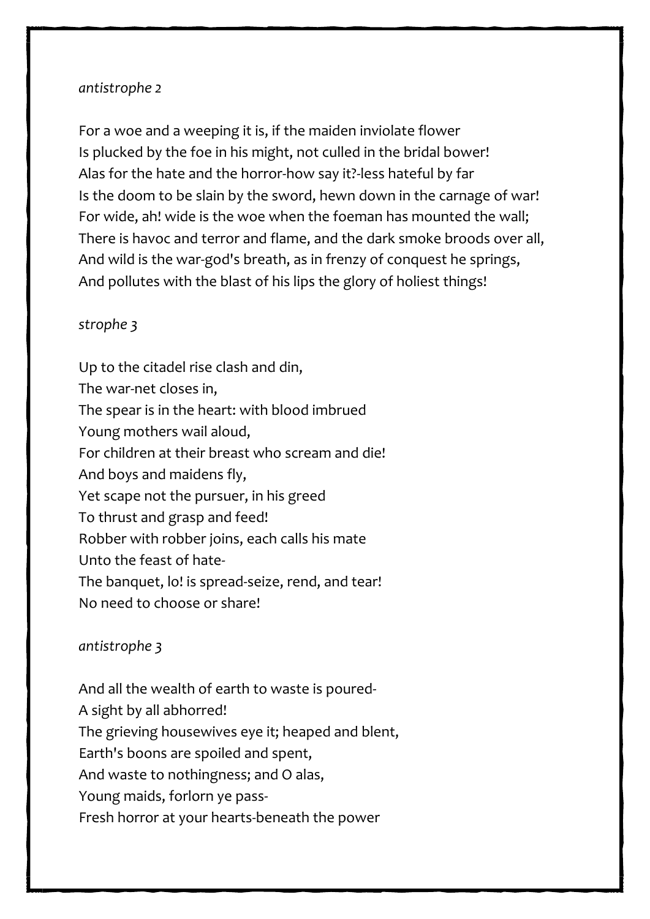*antistrophe 2*

For a woe and a weeping it is, if the maiden inviolate flower  
Is plucked by the foe in his might, not culled in the bridal bower!  
Alas for the hate and the horror-how say it?-less hateful by far  
Is the doom to be slain by the sword, hewn down in the carnage of war!  
For wide, ah! wide is the woe when the foeman has mounted the wall;  
There is havoc and terror and flame, and the dark smoke broods over all,  
And wild is the war-god's breath, as in frenzy of conquest he springs,  
And pollutes with the blast of his lips the glory of holiest things!

*strophe 3*

Up to the citadel rise clash and din,  
The war-net closes in,  
The spear is in the heart: with blood imbrued  
Young mothers wail aloud,  
For children at their breast who scream and die!  
And boys and maidens fly,  
Yet scape not the pursuer, in his greed  
To thrust and grasp and feed!  
Robber with robber joins, each calls his mate  
Unto the feast of hate-  
The banquet, lo! is spread-seize, rend, and tear!  
No need to choose or share!

*antistrophe 3*

And all the wealth of earth to waste is poured-  
A sight by all abhorred!  
The grieving housewives eye it; heaped and blent,  
Earth's boons are spoiled and spent,  
And waste to nothingness; and O alas,  
Young maids, forlorn ye pass-  
Fresh horror at your hearts-beneath the power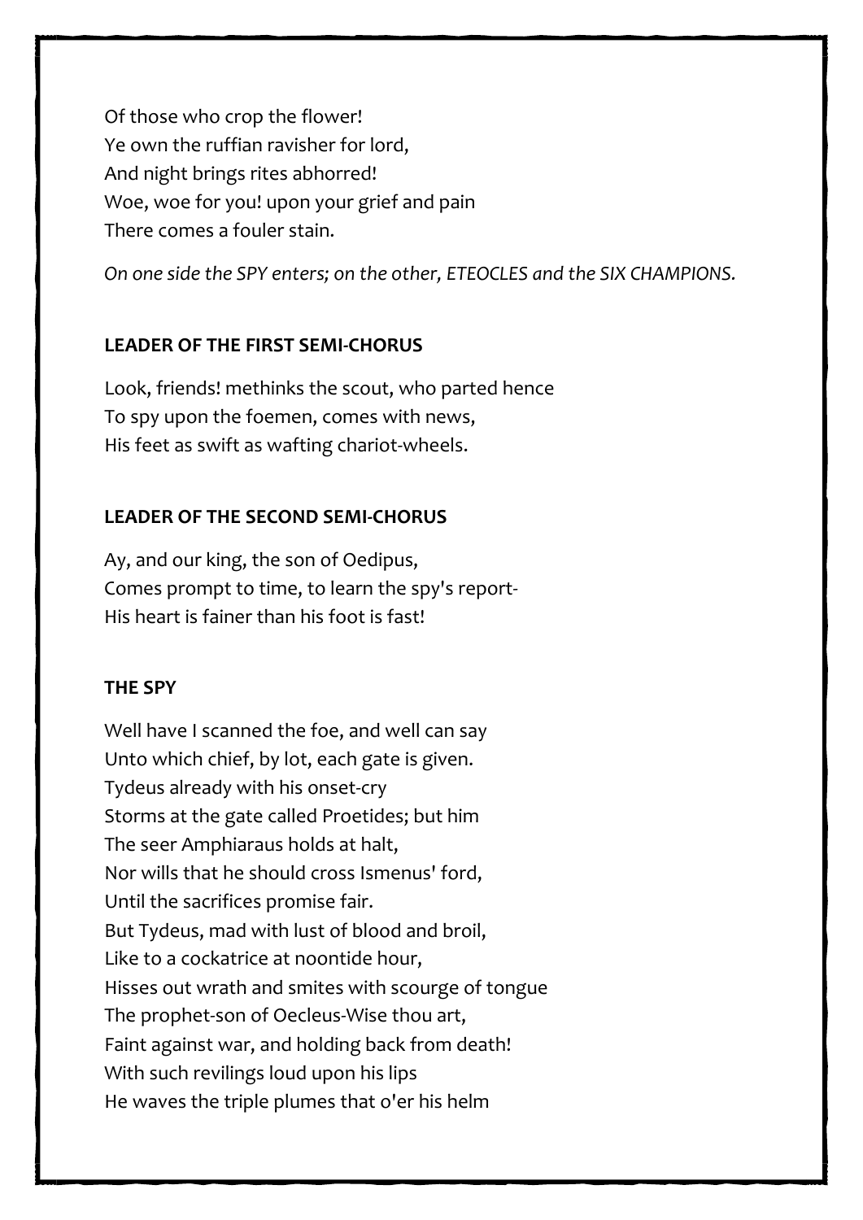Of those who crop the flower!
Ye own the ruffian ravisher for lord,
And night brings rites abhorred!
Woe, woe for you! upon your grief and pain
There comes a fouler stain.

*On one side the SPY enters; on the other, ETEOCLES and the SIX CHAMPIONS.*

**LEADER OF THE FIRST SEMI-CHORUS**

Look, friends! methinks the scout, who parted hence
To spy upon the foemen, comes with news,
His feet as swift as wafting chariot-wheels.

**LEADER OF THE SECOND SEMI-CHORUS**

Ay, and our king, the son of Oedipus,
Comes prompt to time, to learn the spy's report-
His heart is fainer than his foot is fast!

**THE SPY**

Well have I scanned the foe, and well can say
Unto which chief, by lot, each gate is given.
Tydeus already with his onset-cry
Storms at the gate called Proetides; but him
The seer Amphiaraus holds at halt,
Nor wills that he should cross Ismenus' ford,
Until the sacrifices promise fair.
But Tydeus, mad with lust of blood and broil,
Like to a cockatrice at noontide hour,
Hisses out wrath and smites with scourge of tongue
The prophet-son of Oecleus-Wise thou art,
Faint against war, and holding back from death!
With such revilings loud upon his lips
He waves the triple plumes that o'er his helm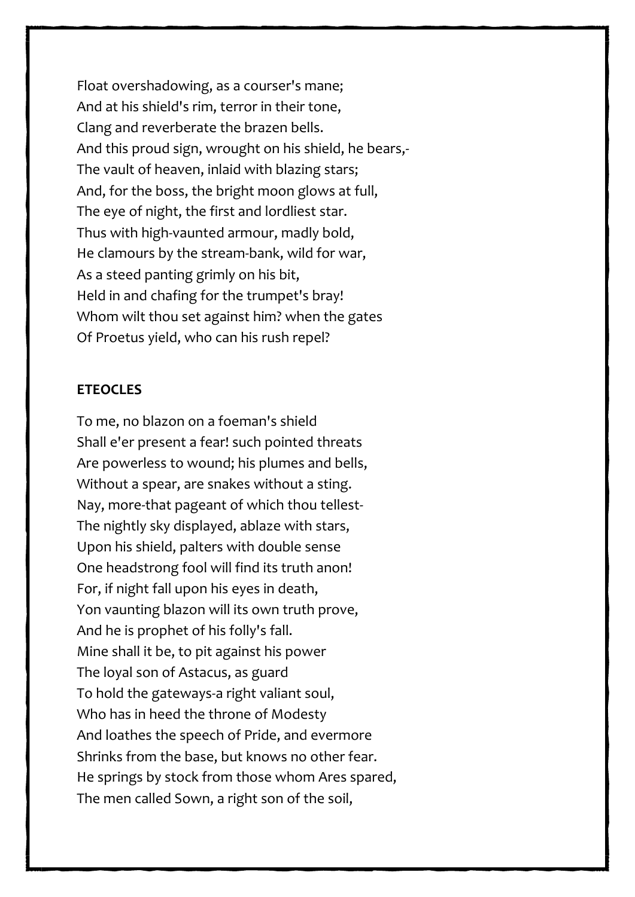Float overshadowing, as a courser's mane;
And at his shield's rim, terror in their tone,
Clang and reverberate the brazen bells.
And this proud sign, wrought on his shield, he bears,-
The vault of heaven, inlaid with blazing stars;
And, for the boss, the bright moon glows at full,
The eye of night, the first and lordliest star.
Thus with high-vaunted armour, madly bold,
He clamours by the stream-bank, wild for war,
As a steed panting grimly on his bit,
Held in and chafing for the trumpet's bray!
Whom wilt thou set against him? when the gates
Of Proetus yield, who can his rush repel?

**ETEOCLES**

To me, no blazon on a foeman's shield
Shall e'er present a fear! such pointed threats
Are powerless to wound; his plumes and bells,
Without a spear, are snakes without a sting.
Nay, more-that pageant of which thou tellest-
The nightly sky displayed, ablaze with stars,
Upon his shield, palters with double sense
One headstrong fool will find its truth anon!
For, if night fall upon his eyes in death,
Yon vaunting blazon will its own truth prove,
And he is prophet of his folly's fall.
Mine shall it be, to pit against his power
The loyal son of Astacus, as guard
To hold the gateways-a right valiant soul,
Who has in heed the throne of Modesty
And loathes the speech of Pride, and evermore
Shrinks from the base, but knows no other fear.
He springs by stock from those whom Ares spared,
The men called Sown, a right son of the soil,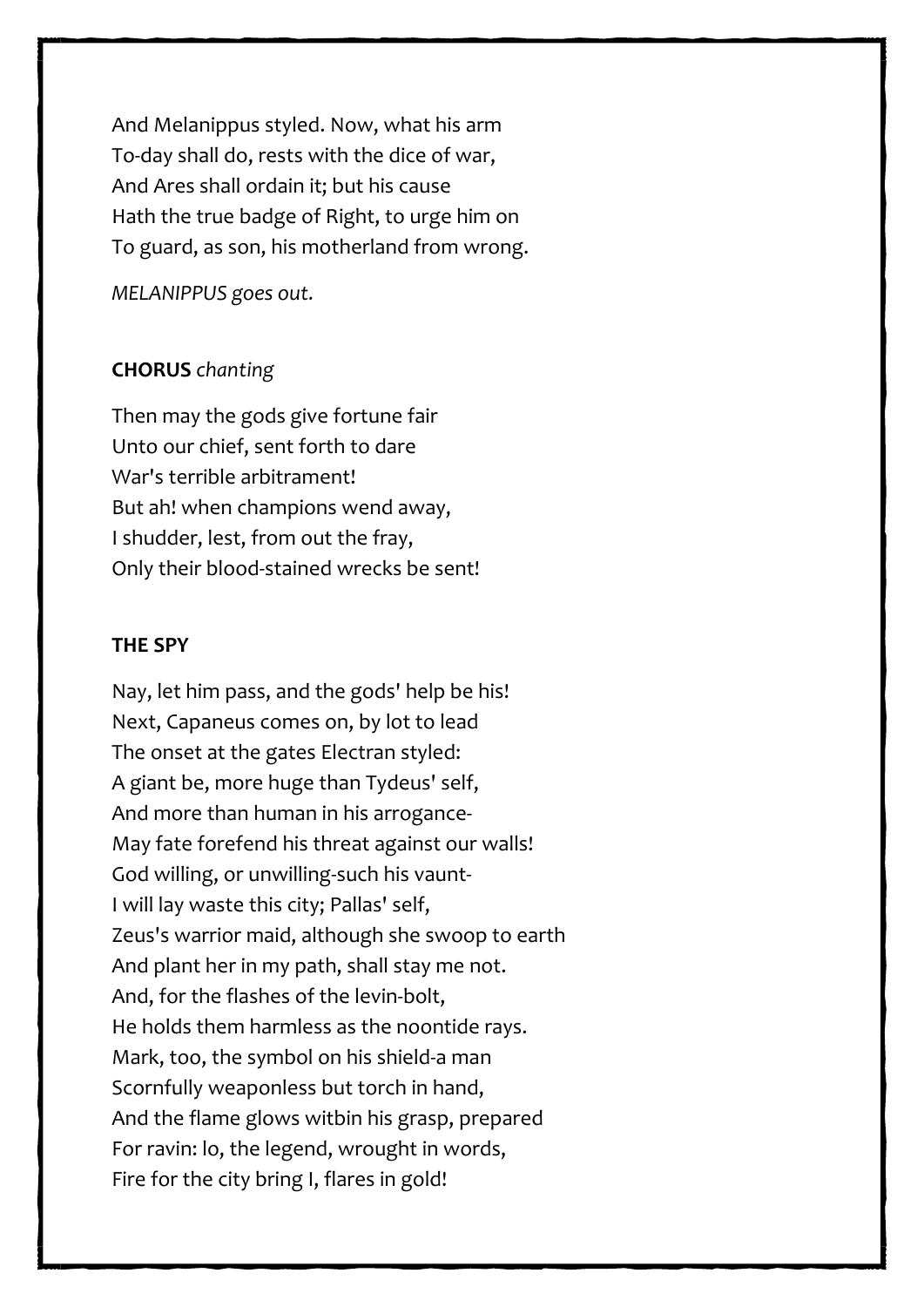And Melanippus styled. Now, what his arm
To-day shall do, rests with the dice of war,
And Ares shall ordain it; but his cause
Hath the true badge of Right, to urge him on
To guard, as son, his motherland from wrong.

*MELANIPPUS goes out.*

**CHORUS** *chanting*

Then may the gods give fortune fair
Unto our chief, sent forth to dare
War's terrible arbitrament!
But ah! when champions wend away,
I shudder, lest, from out the fray,
Only their blood-stained wrecks be sent!

**THE SPY**

Nay, let him pass, and the gods' help be his!
Next, Capaneus comes on, by lot to lead
The onset at the gates Electran styled:
A giant be, more huge than Tydeus' self,
And more than human in his arrogance-
May fate forefend his threat against our walls!
God willing, or unwilling-such his vaunt-
I will lay waste this city; Pallas' self,
Zeus's warrior maid, although she swoop to earth
And plant her in my path, shall stay me not.
And, for the flashes of the levin-bolt,
He holds them harmless as the noontide rays.
Mark, too, the symbol on his shield-a man
Scornfully weaponless but torch in hand,
And the flame glows witbin his grasp, prepared
For ravin: lo, the legend, wrought in words,
Fire for the city bring I, flares in gold!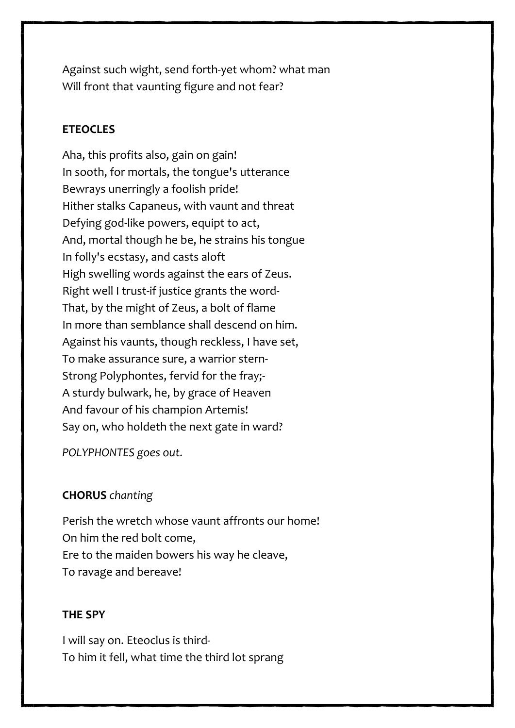Against such wight, send forth-yet whom? what man
Will front that vaunting figure and not fear?

**ETEOCLES**

Aha, this profits also, gain on gain!
In sooth, for mortals, the tongue's utterance
Bewrays unerringly a foolish pride!
Hither stalks Capaneus, with vaunt and threat
Defying god-like powers, equipt to act,
And, mortal though he be, he strains his tongue
In folly's ecstasy, and casts aloft
High swelling words against the ears of Zeus.
Right well I trust-if justice grants the word-
That, by the might of Zeus, a bolt of flame
In more than semblance shall descend on him.
Against his vaunts, though reckless, I have set,
To make assurance sure, a warrior stern-
Strong Polyphontes, fervid for the fray;-
A sturdy bulwark, he, by grace of Heaven
And favour of his champion Artemis!
Say on, who holdeth the next gate in ward?

*POLYPHONTES goes out.*

**CHORUS** *chanting*

Perish the wretch whose vaunt affronts our home!
On him the red bolt come,
Ere to the maiden bowers his way he cleave,
To ravage and bereave!

**THE SPY**

I will say on. Eteoclus is third-
To him it fell, what time the third lot sprang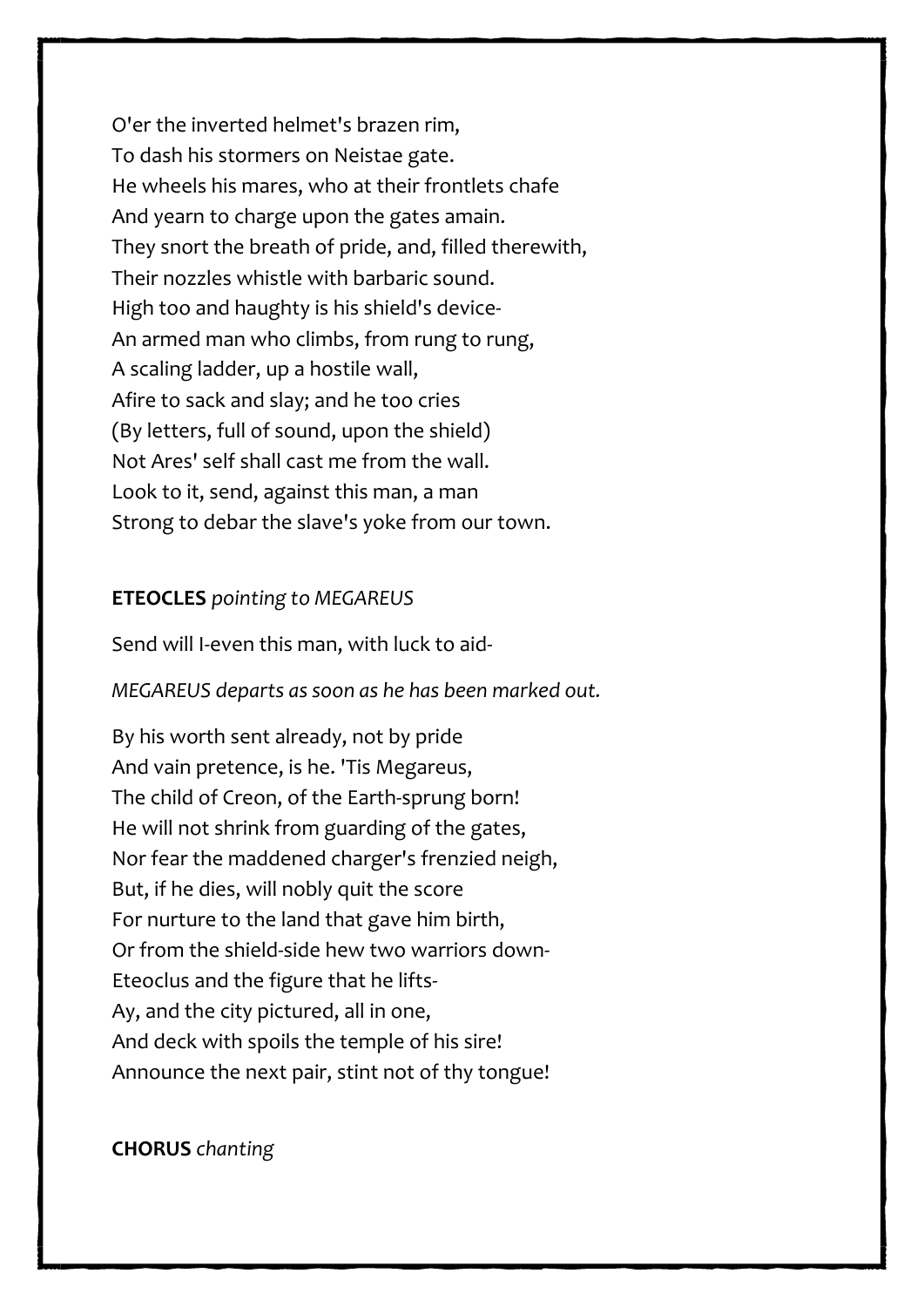O'er the inverted helmet's brazen rim,
To dash his stormers on Neistae gate.
He wheels his mares, who at their frontlets chafe
And yearn to charge upon the gates amain.
They snort the breath of pride, and, filled therewith,
Their nozzles whistle with barbaric sound.
High too and haughty is his shield's device-
An armed man who climbs, from rung to rung,
A scaling ladder, up a hostile wall,
Afire to sack and slay; and he too cries
(By letters, full of sound, upon the shield)
Not Ares' self shall cast me from the wall.
Look to it, send, against this man, a man
Strong to debar the slave's yoke from our town.

**ETEOCLES** *pointing to MEGAREUS*

Send will I-even this man, with luck to aid-

*MEGAREUS departs as soon as he has been marked out.*

By his worth sent already, not by pride
And vain pretence, is he. 'Tis Megareus,
The child of Creon, of the Earth-sprung born!
He will not shrink from guarding of the gates,
Nor fear the maddened charger's frenzied neigh,
But, if he dies, will nobly quit the score
For nurture to the land that gave him birth,
Or from the shield-side hew two warriors down-
Eteoclus and the figure that he lifts-
Ay, and the city pictured, all in one,
And deck with spoils the temple of his sire!
Announce the next pair, stint not of thy tongue!

**CHORUS** *chanting*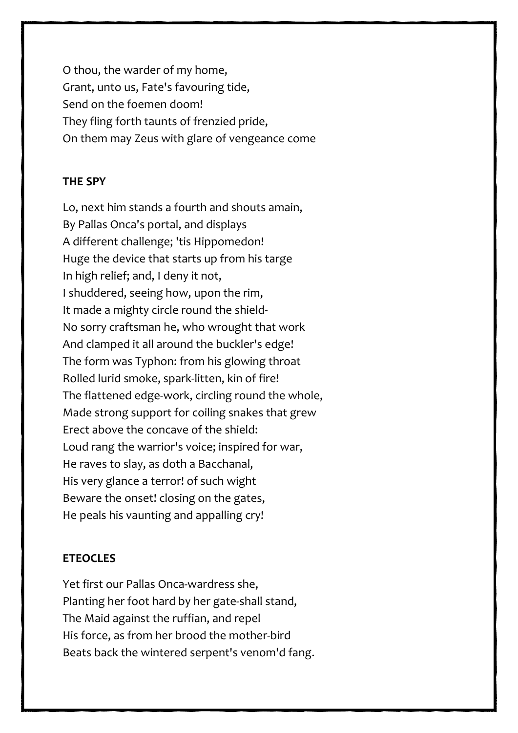O thou, the warder of my home,  
Grant, unto us, Fate's favouring tide,  
Send on the foemen doom!  
They fling forth taunts of frenzied pride,  
On them may Zeus with glare of vengeance come

**THE SPY**

Lo, next him stands a fourth and shouts amain,  
By Pallas Onca's portal, and displays  
A different challenge; 'tis Hippomedon!  
Huge the device that starts up from his targe  
In high relief; and, I deny it not,  
I shuddered, seeing how, upon the rim,  
It made a mighty circle round the shield-  
No sorry craftsman he, who wrought that work  
And clamped it all around the buckler's edge!  
The form was Typhon: from his glowing throat  
Rolled lurid smoke, spark-litten, kin of fire!  
The flattened edge-work, circling round the whole,  
Made strong support for coiling snakes that grew  
Erect above the concave of the shield:  
Loud rang the warrior's voice; inspired for war,  
He raves to slay, as doth a Bacchanal,  
His very glance a terror! of such wight  
Beware the onset! closing on the gates,  
He peals his vaunting and appalling cry!

**ETEOCLES**

Yet first our Pallas Onca-wardress she,  
Planting her foot hard by her gate-shall stand,  
The Maid against the ruffian, and repel  
His force, as from her brood the mother-bird  
Beats back the wintered serpent's venom'd fang.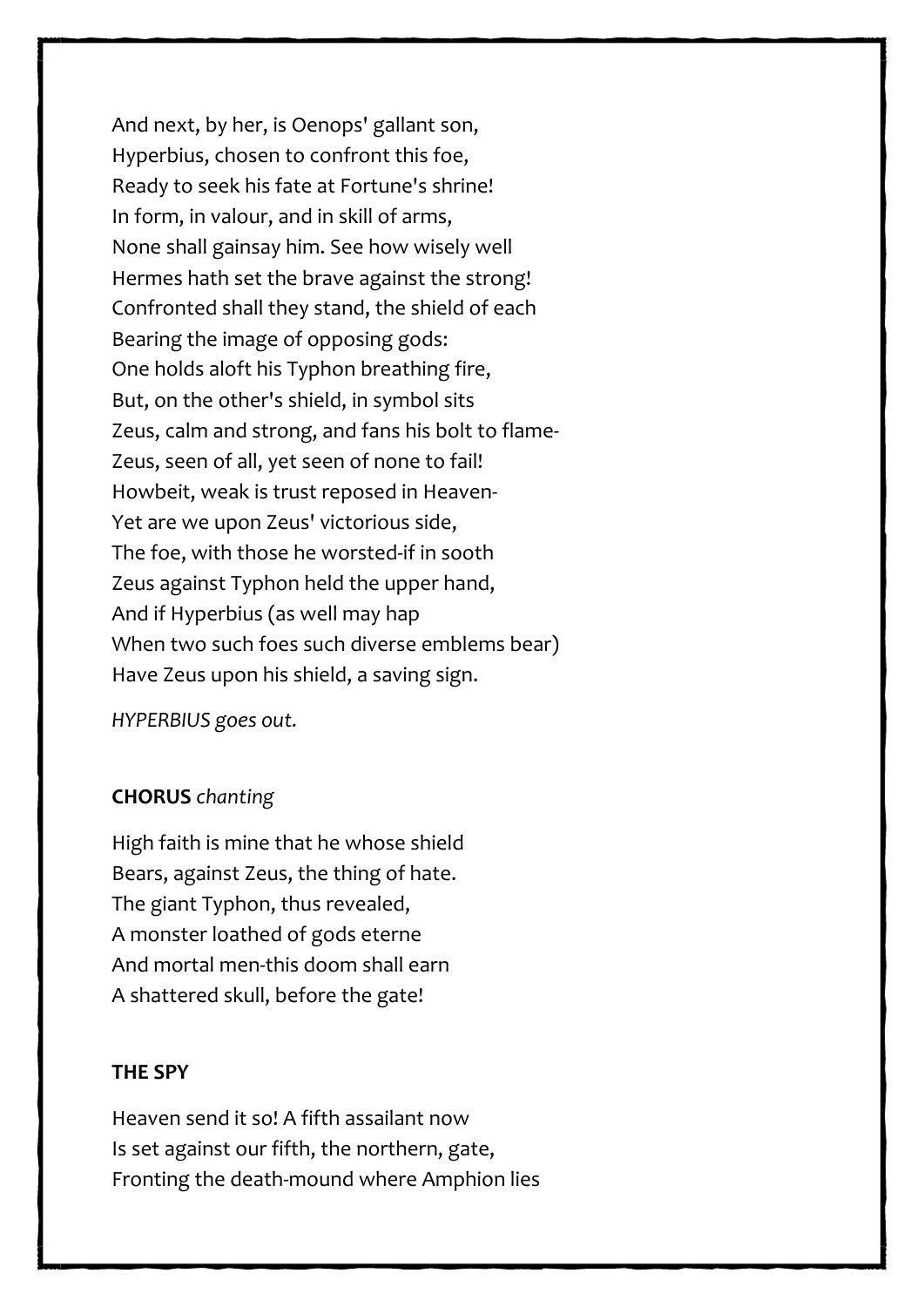And next, by her, is Oenops' gallant son,  
Hyperbius, chosen to confront this foe,  
Ready to seek his fate at Fortune's shrine!  
In form, in valour, and in skill of arms,  
None shall gainsay him. See how wisely well  
Hermes hath set the brave against the strong!  
Confronted shall they stand, the shield of each  
Bearing the image of opposing gods:  
One holds aloft his Typhon breathing fire,  
But, on the other's shield, in symbol sits  
Zeus, calm and strong, and fans his bolt to flame-  
Zeus, seen of all, yet seen of none to fail!  
Howbeit, weak is trust reposed in Heaven-  
Yet are we upon Zeus' victorious side,  
The foe, with those he worsted-if in sooth  
Zeus against Typhon held the upper hand,  
And if Hyperbius (as well may hap  
When two such foes such diverse emblems bear)  
Have Zeus upon his shield, a saving sign.

*HYPERBIUS goes out.*

**CHORUS** *chanting*

High faith is mine that he whose shield  
Bears, against Zeus, the thing of hate.  
The giant Typhon, thus revealed,  
A monster loathed of gods eterne  
And mortal men-this doom shall earn  
A shattered skull, before the gate!

**THE SPY**

Heaven send it so! A fifth assailant now  
Is set against our fifth, the northern, gate,  
Fronting the death-mound where Amphion lies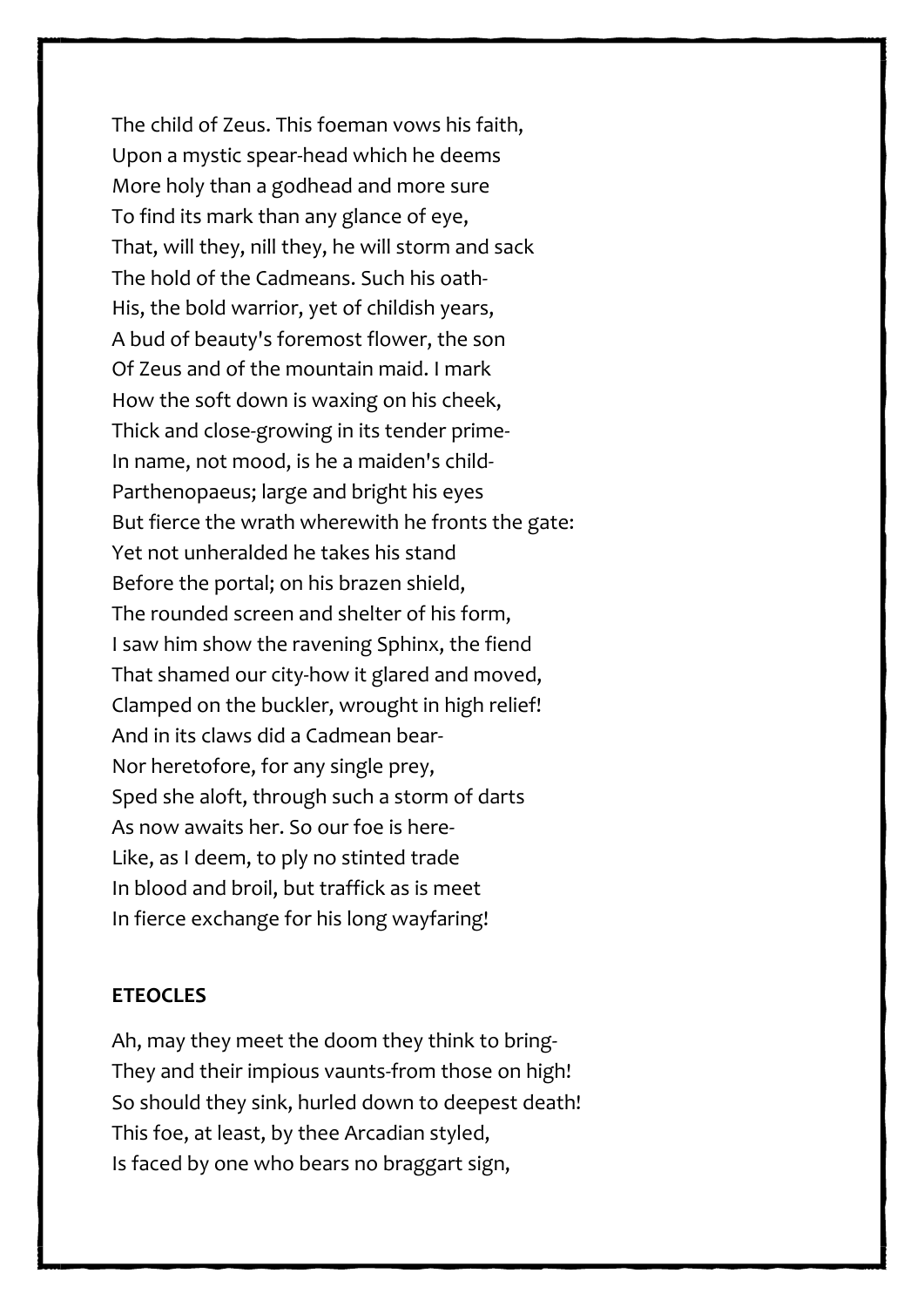The child of Zeus. This foeman vows his faith,
Upon a mystic spear-head which he deems
More holy than a godhead and more sure
To find its mark than any glance of eye,
That, will they, nill they, he will storm and sack
The hold of the Cadmeans. Such his oath-
His, the bold warrior, yet of childish years,
A bud of beauty's foremost flower, the son
Of Zeus and of the mountain maid. I mark
How the soft down is waxing on his cheek,
Thick and close-growing in its tender prime-
In name, not mood, is he a maiden's child-
Parthenopaeus; large and bright his eyes
But fierce the wrath wherewith he fronts the gate:
Yet not unheralded he takes his stand
Before the portal; on his brazen shield,
The rounded screen and shelter of his form,
I saw him show the ravening Sphinx, the fiend
That shamed our city-how it glared and moved,
Clamped on the buckler, wrought in high relief!
And in its claws did a Cadmean bear-
Nor heretofore, for any single prey,
Sped she aloft, through such a storm of darts
As now awaits her. So our foe is here-
Like, as I deem, to ply no stinted trade
In blood and broil, but traffick as is meet
In fierce exchange for his long wayfaring!

**ETEOCLES**

Ah, may they meet the doom they think to bring-
They and their impious vaunts-from those on high!
So should they sink, hurled down to deepest death!
This foe, at least, by thee Arcadian styled,
Is faced by one who bears no braggart sign,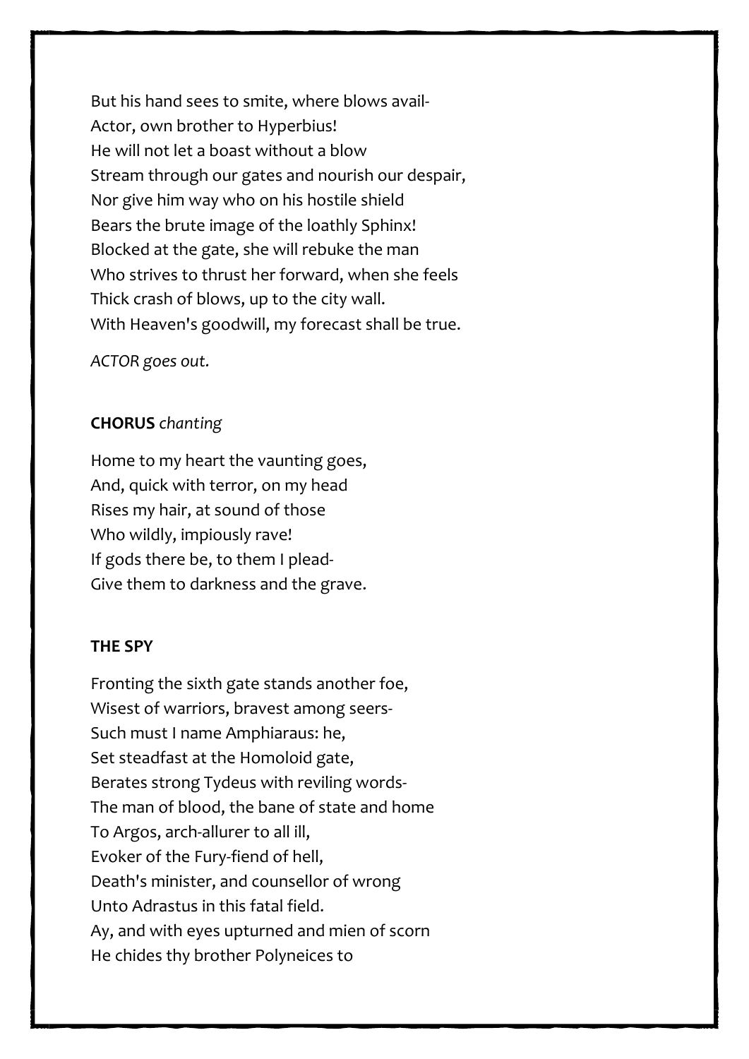But his hand sees to smite, where blows avail-
Actor, own brother to Hyperbius!
He will not let a boast without a blow
Stream through our gates and nourish our despair,
Nor give him way who on his hostile shield
Bears the brute image of the loathly Sphinx!
Blocked at the gate, she will rebuke the man
Who strives to thrust her forward, when she feels
Thick crash of blows, up to the city wall.
With Heaven's goodwill, my forecast shall be true.

*ACTOR goes out.*

**CHORUS** *chanting*

Home to my heart the vaunting goes,
And, quick with terror, on my head
Rises my hair, at sound of those
Who wildly, impiously rave!
If gods there be, to them I plead-
Give them to darkness and the grave.

**THE SPY**

Fronting the sixth gate stands another foe,
Wisest of warriors, bravest among seers-
Such must I name Amphiaraus: he,
Set steadfast at the Homoloid gate,
Berates strong Tydeus with reviling words-
The man of blood, the bane of state and home
To Argos, arch-allurer to all ill,
Evoker of the Fury-fiend of hell,
Death's minister, and counsellor of wrong
Unto Adrastus in this fatal field.
Ay, and with eyes upturned and mien of scorn
He chides thy brother Polyneices to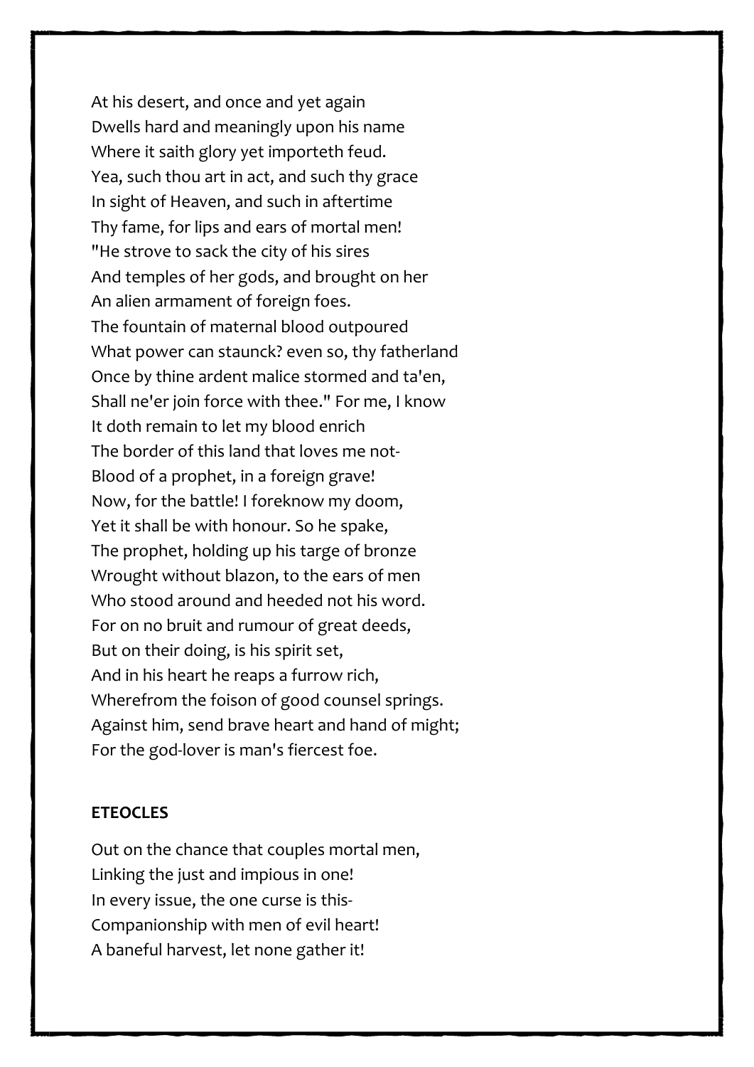At his desert, and once and yet again
Dwells hard and meaningly upon his name
Where it saith glory yet importeth feud.
Yea, such thou art in act, and such thy grace
In sight of Heaven, and such in aftertime
Thy fame, for lips and ears of mortal men!
"He strove to sack the city of his sires
And temples of her gods, and brought on her
An alien armament of foreign foes.
The fountain of maternal blood outpoured
What power can staunck? even so, thy fatherland
Once by thine ardent malice stormed and ta'en,
Shall ne'er join force with thee." For me, I know
It doth remain to let my blood enrich
The border of this land that loves me not-
Blood of a prophet, in a foreign grave!
Now, for the battle! I foreknow my doom,
Yet it shall be with honour. So he spake,
The prophet, holding up his targe of bronze
Wrought without blazon, to the ears of men
Who stood around and heeded not his word.
For on no bruit and rumour of great deeds,
But on their doing, is his spirit set,
And in his heart he reaps a furrow rich,
Wherefrom the foison of good counsel springs.
Against him, send brave heart and hand of might;
For the god-lover is man's fiercest foe.

**ETEOCLES**

Out on the chance that couples mortal men,
Linking the just and impious in one!
In every issue, the one curse is this-
Companionship with men of evil heart!
A baneful harvest, let none gather it!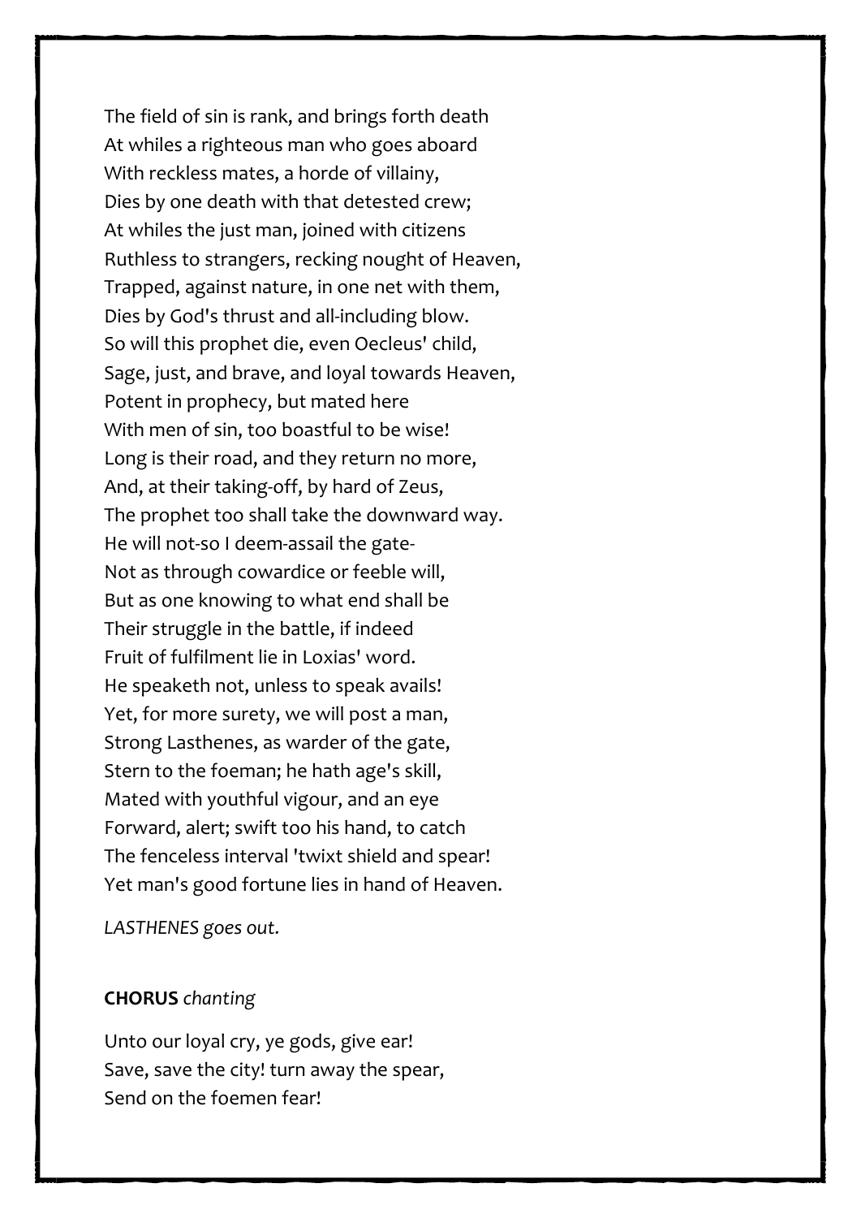The field of sin is rank, and brings forth death
At whiles a righteous man who goes aboard
With reckless mates, a horde of villainy,
Dies by one death with that detested crew;
At whiles the just man, joined with citizens
Ruthless to strangers, recking nought of Heaven,
Trapped, against nature, in one net with them,
Dies by God's thrust and all-including blow.
So will this prophet die, even Oecleus' child,
Sage, just, and brave, and loyal towards Heaven,
Potent in prophecy, but mated here
With men of sin, too boastful to be wise!
Long is their road, and they return no more,
And, at their taking-off, by hard of Zeus,
The prophet too shall take the downward way.
He will not-so I deem-assail the gate-
Not as through cowardice or feeble will,
But as one knowing to what end shall be
Their struggle in the battle, if indeed
Fruit of fulfilment lie in Loxias' word.
He speaketh not, unless to speak avails!
Yet, for more surety, we will post a man,
Strong Lasthenes, as warder of the gate,
Stern to the foeman; he hath age's skill,
Mated with youthful vigour, and an eye
Forward, alert; swift too his hand, to catch
The fenceless interval 'twixt shield and spear!
Yet man's good fortune lies in hand of Heaven.

*LASTHENES goes out.*

**CHORUS** *chanting*

Unto our loyal cry, ye gods, give ear!
Save, save the city! turn away the spear,
Send on the foemen fear!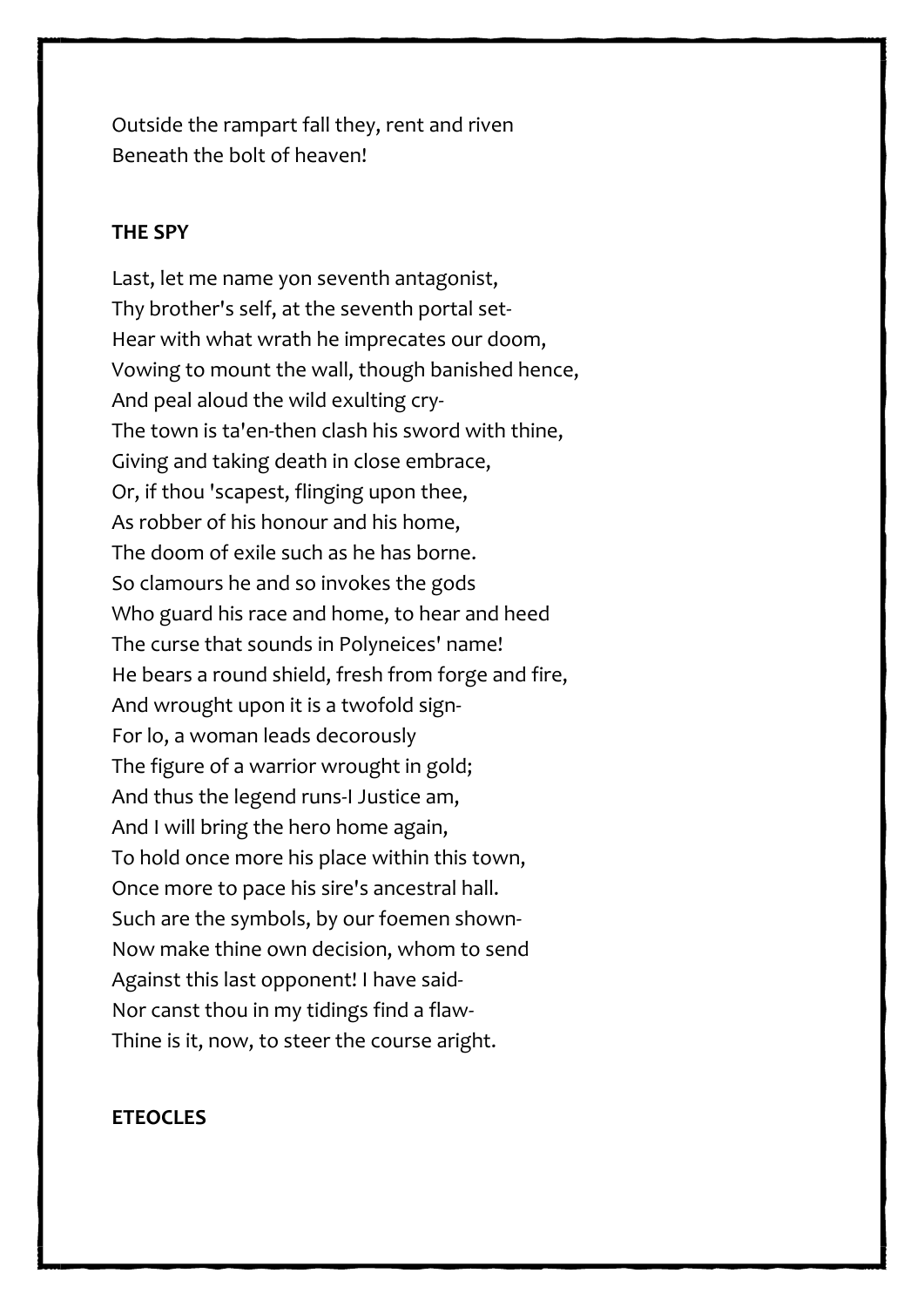Outside the rampart fall they, rent and riven
Beneath the bolt of heaven!

**THE SPY**

Last, let me name yon seventh antagonist,
Thy brother's self, at the seventh portal set-
Hear with what wrath he imprecates our doom,
Vowing to mount the wall, though banished hence,
And peal aloud the wild exulting cry-
The town is ta'en-then clash his sword with thine,
Giving and taking death in close embrace,
Or, if thou 'scapest, flinging upon thee,
As robber of his honour and his home,
The doom of exile such as he has borne.
So clamours he and so invokes the gods
Who guard his race and home, to hear and heed
The curse that sounds in Polyneices' name!
He bears a round shield, fresh from forge and fire,
And wrought upon it is a twofold sign-
For lo, a woman leads decorously
The figure of a warrior wrought in gold;
And thus the legend runs-I Justice am,
And I will bring the hero home again,
To hold once more his place within this town,
Once more to pace his sire's ancestral hall.
Such are the symbols, by our foemen shown-
Now make thine own decision, whom to send
Against this last opponent! I have said-
Nor canst thou in my tidings find a flaw-
Thine is it, now, to steer the course aright.

**ETEOCLES**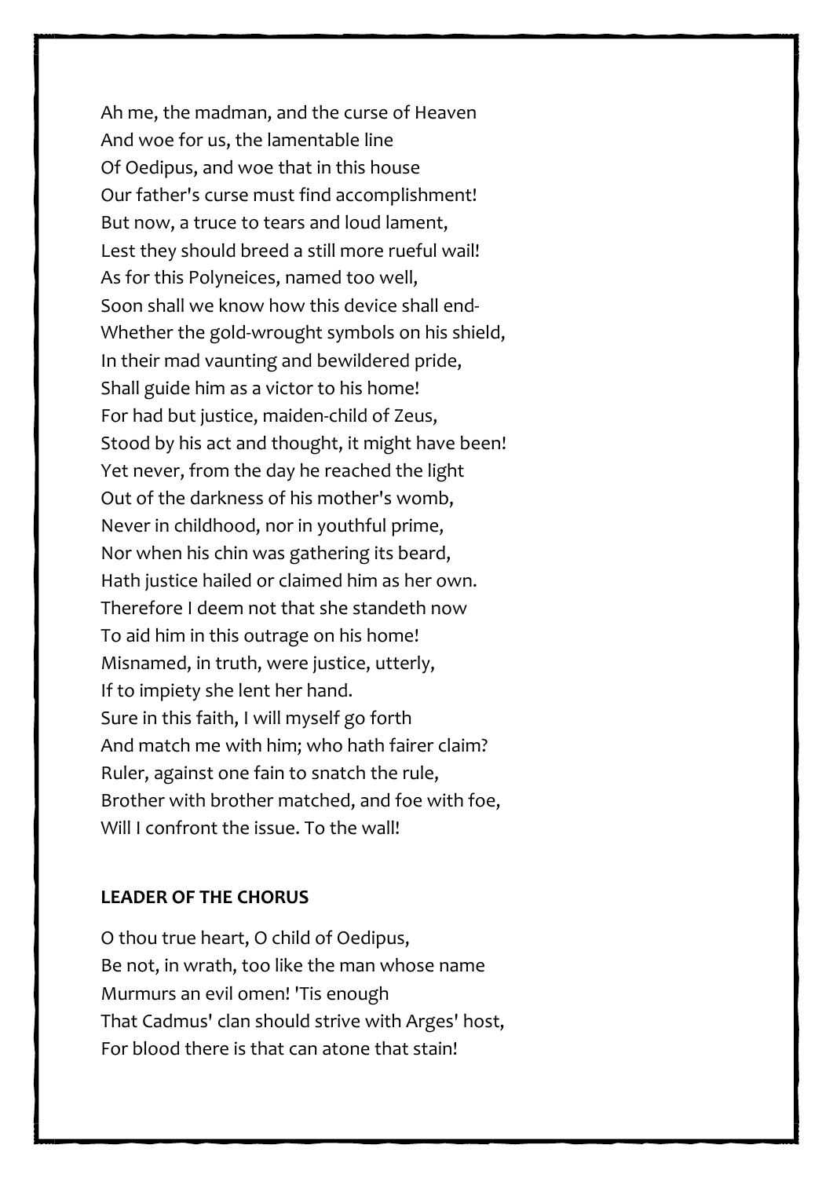Ah me, the madman, and the curse of Heaven
And woe for us, the lamentable line
Of Oedipus, and woe that in this house
Our father's curse must find accomplishment!
But now, a truce to tears and loud lament,
Lest they should breed a still more rueful wail!
As for this Polyneices, named too well,
Soon shall we know how this device shall end-
Whether the gold-wrought symbols on his shield,
In their mad vaunting and bewildered pride,
Shall guide him as a victor to his home!
For had but justice, maiden-child of Zeus,
Stood by his act and thought, it might have been!
Yet never, from the day he reached the light
Out of the darkness of his mother's womb,
Never in childhood, nor in youthful prime,
Nor when his chin was gathering its beard,
Hath justice hailed or claimed him as her own.
Therefore I deem not that she standeth now
To aid him in this outrage on his home!
Misnamed, in truth, were justice, utterly,
If to impiety she lent her hand.
Sure in this faith, I will myself go forth
And match me with him; who hath fairer claim?
Ruler, against one fain to snatch the rule,
Brother with brother matched, and foe with foe,
Will I confront the issue. To the wall!

**LEADER OF THE CHORUS**

O thou true heart, O child of Oedipus,
Be not, in wrath, too like the man whose name
Murmurs an evil omen! 'Tis enough
That Cadmus' clan should strive with Arges' host,
For blood there is that can atone that stain!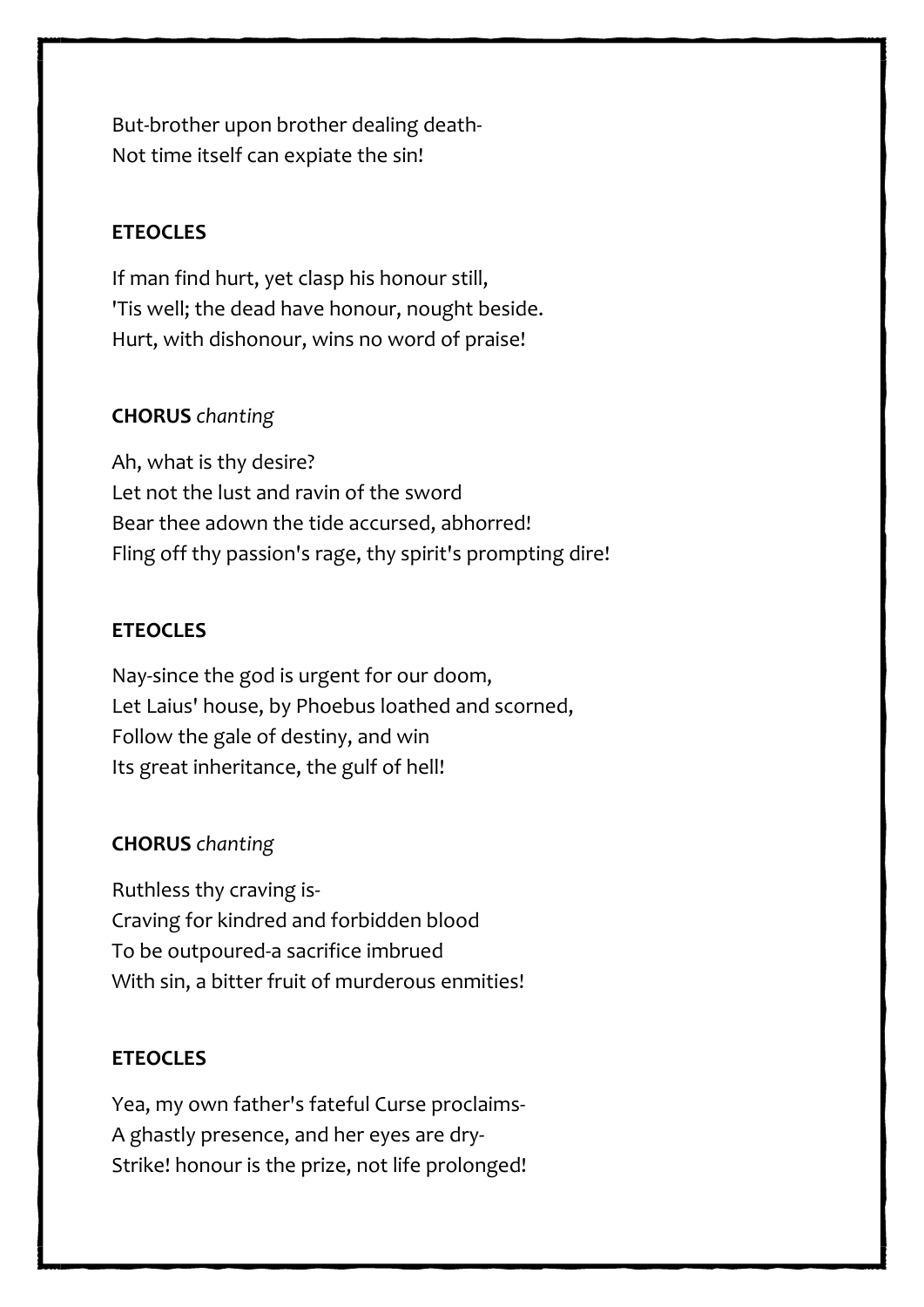But-brother upon brother dealing death-
Not time itself can expiate the sin!

**ETEOCLES**

If man find hurt, yet clasp his honour still,
'Tis well; the dead have honour, nought beside.
Hurt, with dishonour, wins no word of praise!

**CHORUS** *chanting*

Ah, what is thy desire?
Let not the lust and ravin of the sword
Bear thee adown the tide accursed, abhorred!
Fling off thy passion's rage, thy spirit's prompting dire!

**ETEOCLES**

Nay-since the god is urgent for our doom,
Let Laius' house, by Phoebus loathed and scorned,
Follow the gale of destiny, and win
Its great inheritance, the gulf of hell!

**CHORUS** *chanting*

Ruthless thy craving is-
Craving for kindred and forbidden blood
To be outpoured-a sacrifice imbrued
With sin, a bitter fruit of murderous enmities!

**ETEOCLES**

Yea, my own father's fateful Curse proclaims-
A ghastly presence, and her eyes are dry-
Strike! honour is the prize, not life prolonged!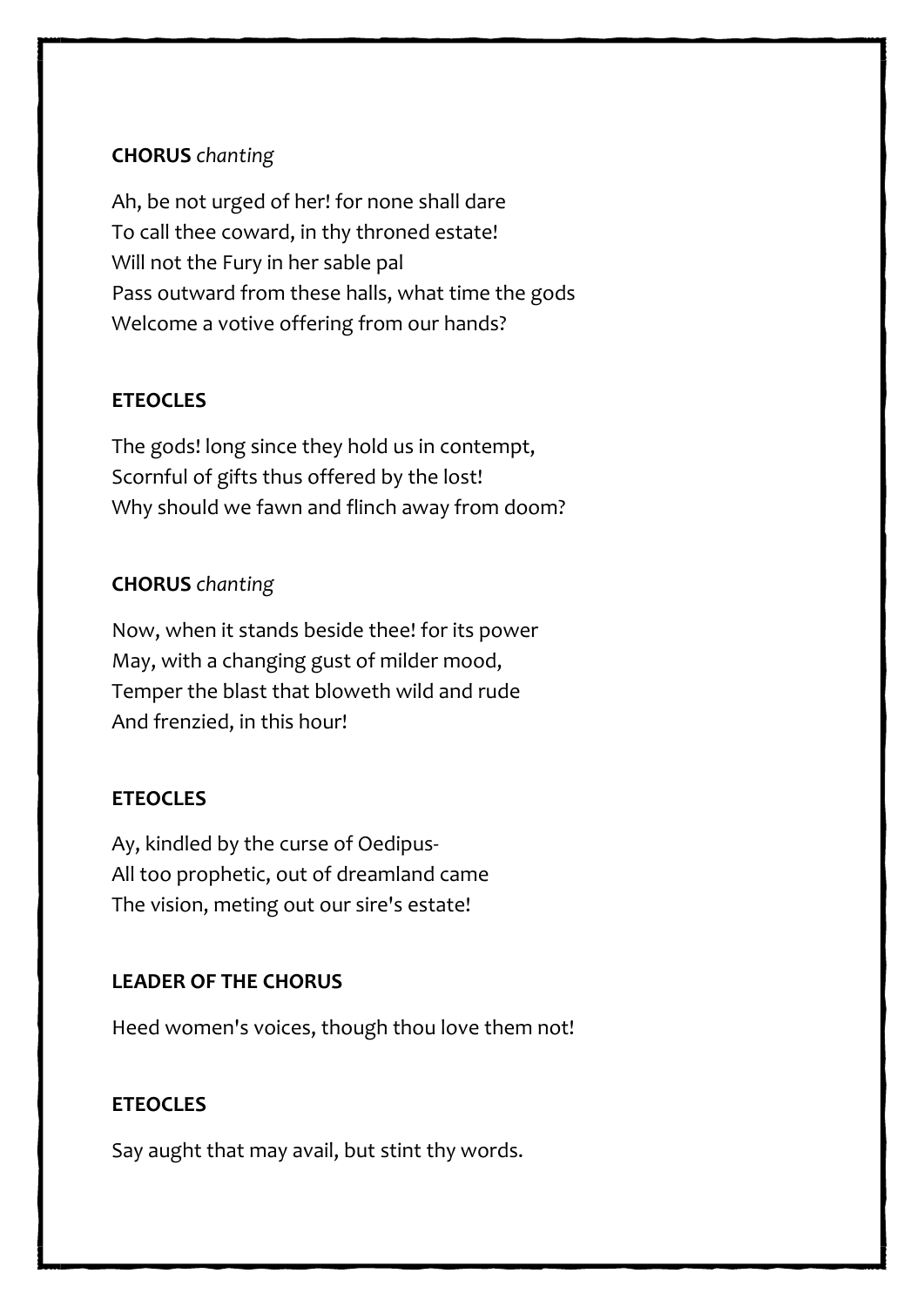**CHORUS** *chanting*

Ah, be not urged of her! for none shall dare
To call thee coward, in thy throned estate!
Will not the Fury in her sable pal
Pass outward from these halls, what time the gods
Welcome a votive offering from our hands?

**ETEOCLES**

The gods! long since they hold us in contempt,
Scornful of gifts thus offered by the lost!
Why should we fawn and flinch away from doom?

**CHORUS** *chanting*

Now, when it stands beside thee! for its power
May, with a changing gust of milder mood,
Temper the blast that bloweth wild and rude
And frenzied, in this hour!

**ETEOCLES**

Ay, kindled by the curse of Oedipus-
All too prophetic, out of dreamland came
The vision, meting out our sire's estate!

**LEADER OF THE CHORUS**

Heed women's voices, though thou love them not!

**ETEOCLES**

Say aught that may avail, but stint thy words.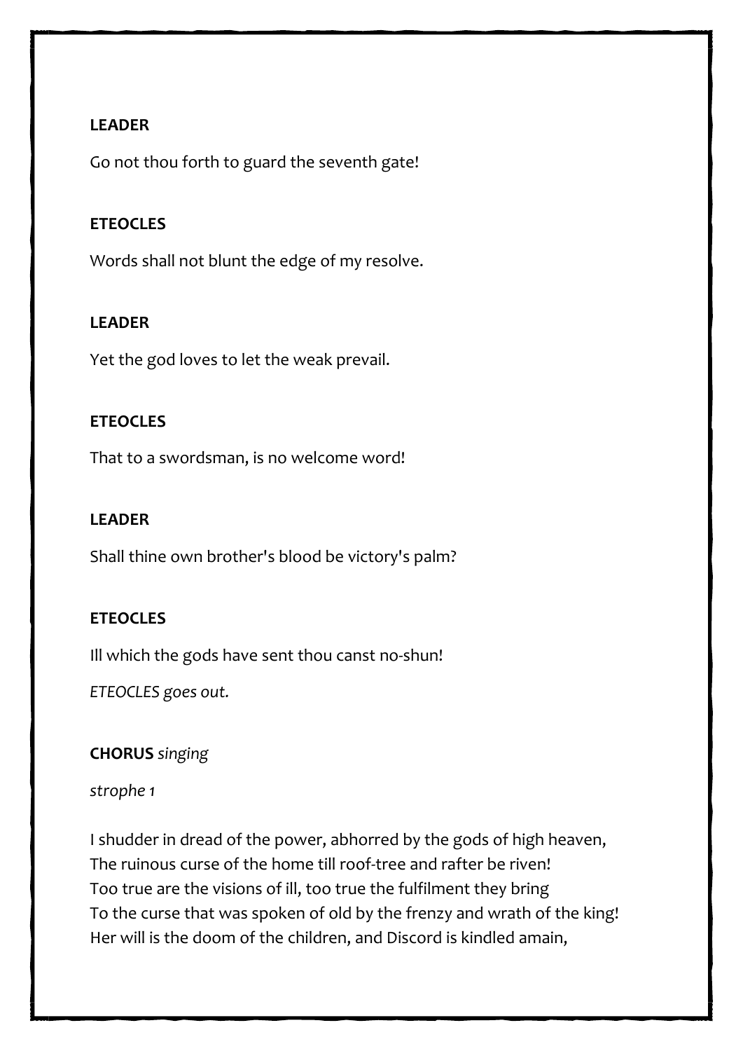**LEADER**

Go not thou forth to guard the seventh gate!

**ETEOCLES**

Words shall not blunt the edge of my resolve.

**LEADER**

Yet the god loves to let the weak prevail.

**ETEOCLES**

That to a swordsman, is no welcome word!

**LEADER**

Shall thine own brother's blood be victory's palm?

**ETEOCLES**

Ill which the gods have sent thou canst no-shun!

*ETEOCLES goes out.*

**CHORUS** *singing*

*strophe 1*

I shudder in dread of the power, abhorred by the gods of high heaven,
The ruinous curse of the home till roof-tree and rafter be riven!
Too true are the visions of ill, too true the fulfilment they bring
To the curse that was spoken of old by the frenzy and wrath of the king!
Her will is the doom of the children, and Discord is kindled amain,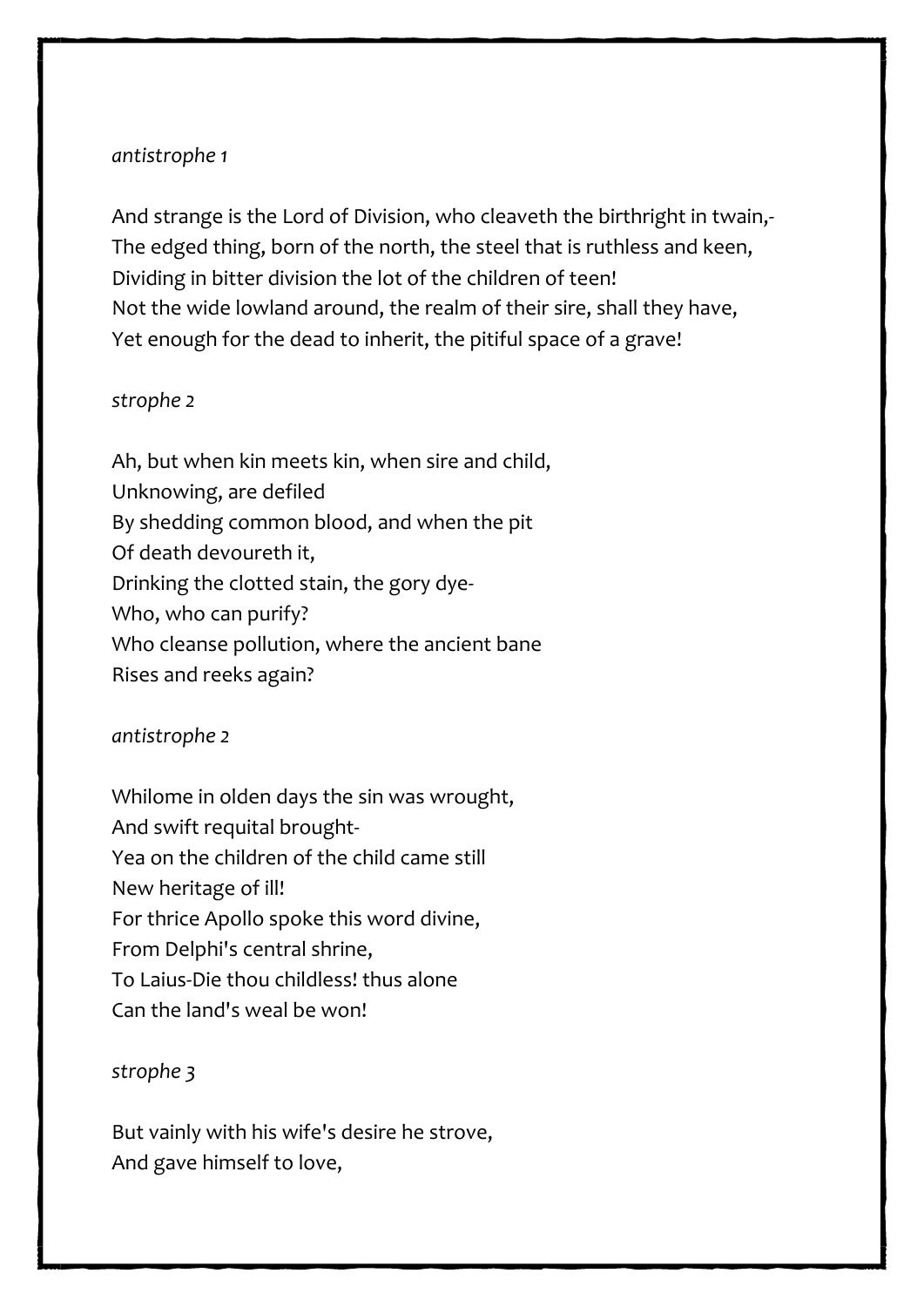*antistrophe 1*

And strange is the Lord of Division, who cleaveth the birthright in twain,-
The edged thing, born of the north, the steel that is ruthless and keen,
Dividing in bitter division the lot of the children of teen!
Not the wide lowland around, the realm of their sire, shall they have,
Yet enough for the dead to inherit, the pitiful space of a grave!

*strophe 2*

Ah, but when kin meets kin, when sire and child,
Unknowing, are defiled
By shedding common blood, and when the pit
Of death devoureth it,
Drinking the clotted stain, the gory dye-
Who, who can purify?
Who cleanse pollution, where the ancient bane
Rises and reeks again?

*antistrophe 2*

Whilome in olden days the sin was wrought,
And swift requital brought-
Yea on the children of the child came still
New heritage of ill!
For thrice Apollo spoke this word divine,
From Delphi's central shrine,
To Laius-Die thou childless! thus alone
Can the land's weal be won!

*strophe 3*

But vainly with his wife's desire he strove,
And gave himself to love,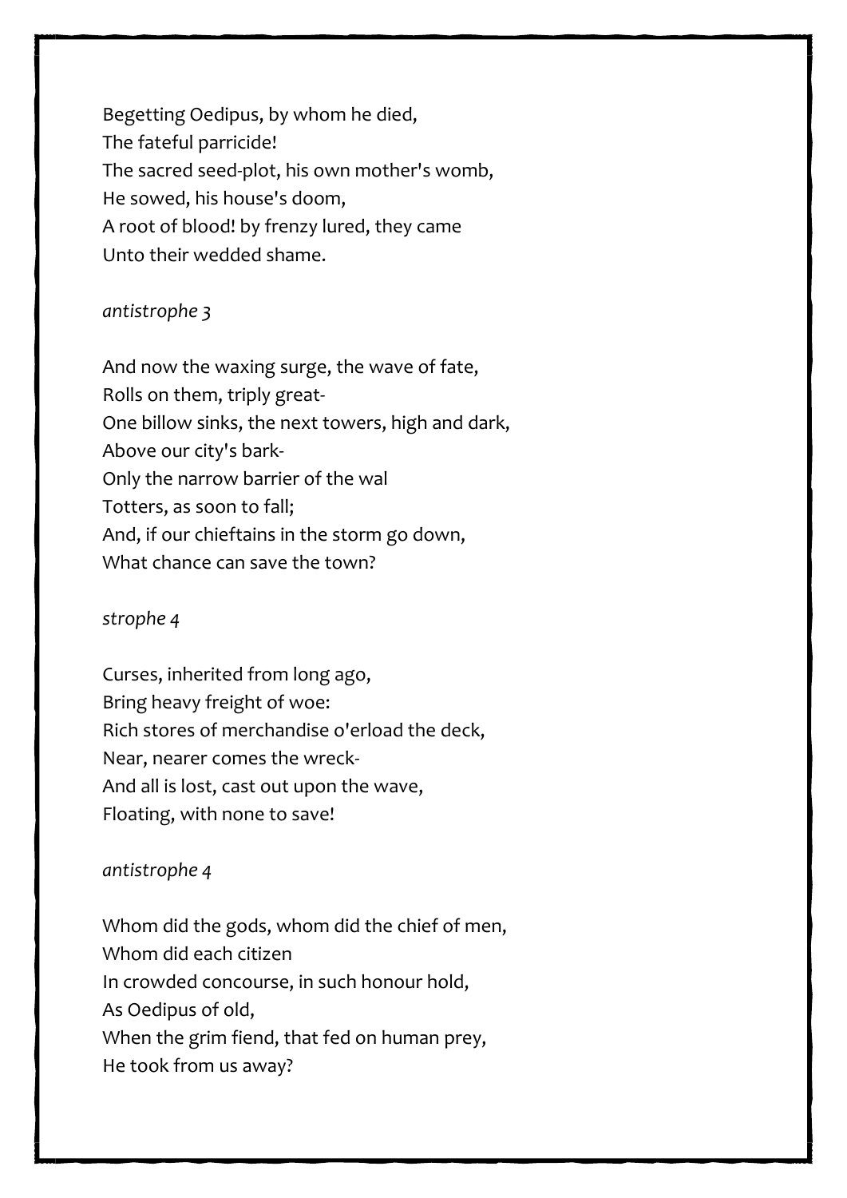Begetting Oedipus, by whom he died,
The fateful parricide!
The sacred seed-plot, his own mother's womb,
He sowed, his house's doom,
A root of blood! by frenzy lured, they came
Unto their wedded shame.

*antistrophe 3*

And now the waxing surge, the wave of fate,
Rolls on them, triply great-
One billow sinks, the next towers, high and dark,
Above our city's bark-
Only the narrow barrier of the wal
Totters, as soon to fall;
And, if our chieftains in the storm go down,
What chance can save the town?

*strophe 4*

Curses, inherited from long ago,
Bring heavy freight of woe:
Rich stores of merchandise o'erload the deck,
Near, nearer comes the wreck-
And all is lost, cast out upon the wave,
Floating, with none to save!

*antistrophe 4*

Whom did the gods, whom did the chief of men,
Whom did each citizen
In crowded concourse, in such honour hold,
As Oedipus of old,
When the grim fiend, that fed on human prey,
He took from us away?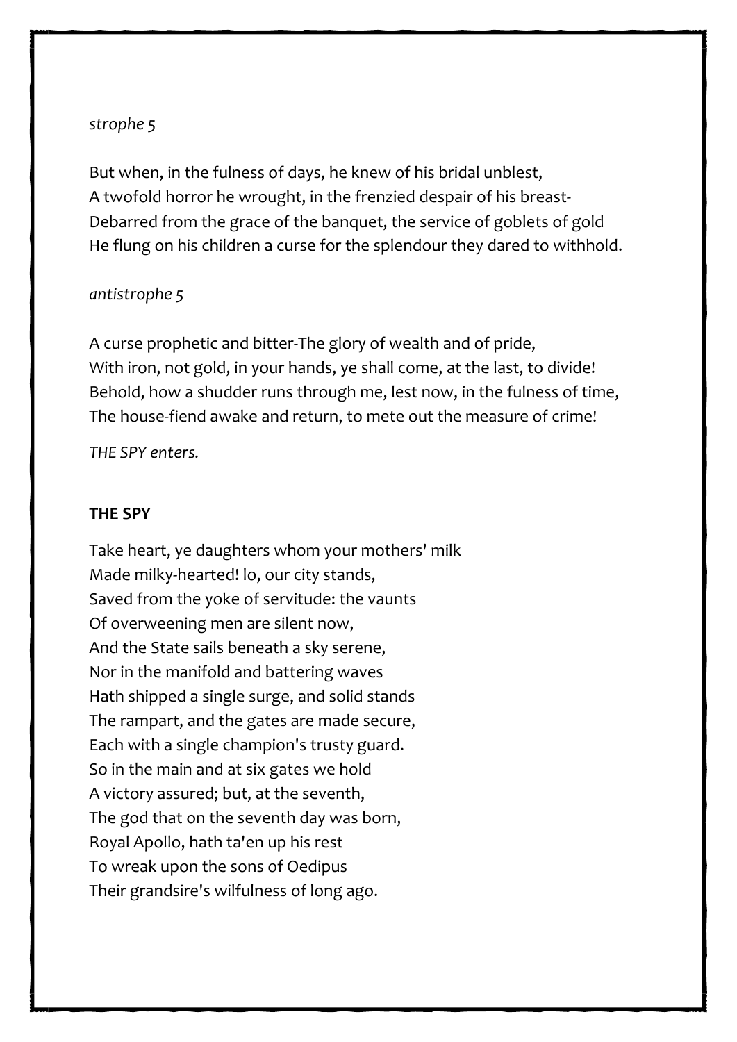*strophe 5*

But when, in the fulness of days, he knew of his bridal unblest,
A twofold horror he wrought, in the frenzied despair of his breast-
Debarred from the grace of the banquet, the service of goblets of gold
He flung on his children a curse for the splendour they dared to withhold.

*antistrophe 5*

A curse prophetic and bitter-The glory of wealth and of pride,
With iron, not gold, in your hands, ye shall come, at the last, to divide!
Behold, how a shudder runs through me, lest now, in the fulness of time,
The house-fiend awake and return, to mete out the measure of crime!

*THE SPY enters.*

**THE SPY**

Take heart, ye daughters whom your mothers' milk
Made milky-hearted! lo, our city stands,
Saved from the yoke of servitude: the vaunts
Of overweening men are silent now,
And the State sails beneath a sky serene,
Nor in the manifold and battering waves
Hath shipped a single surge, and solid stands
The rampart, and the gates are made secure,
Each with a single champion's trusty guard.
So in the main and at six gates we hold
A victory assured; but, at the seventh,
The god that on the seventh day was born,
Royal Apollo, hath ta'en up his rest
To wreak upon the sons of Oedipus
Their grandsire's wilfulness of long ago.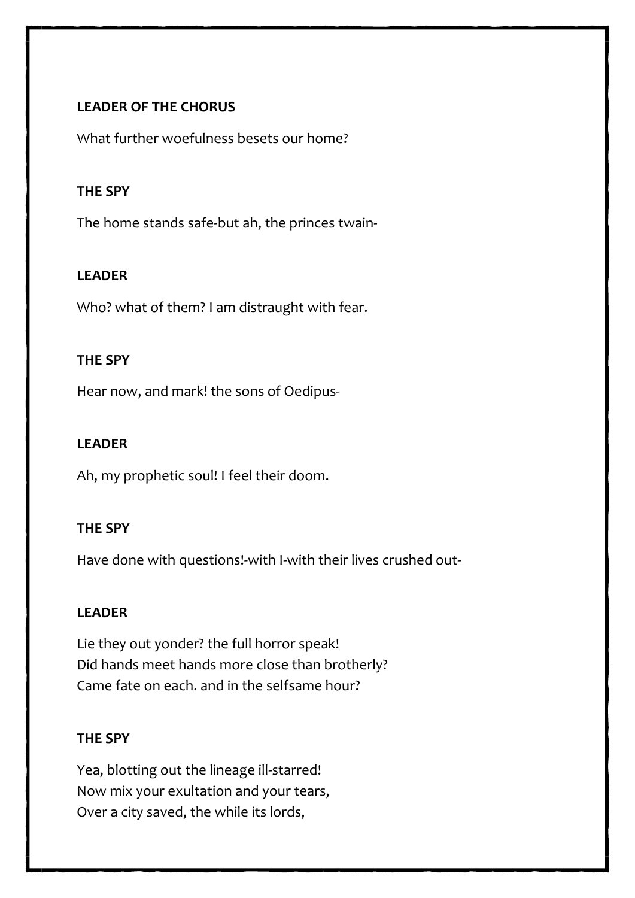**LEADER OF THE CHORUS**

What further woefulness besets our home?

**THE SPY**

The home stands safe-but ah, the princes twain-

**LEADER**

Who? what of them? I am distraught with fear.

**THE SPY**

Hear now, and mark! the sons of Oedipus-

**LEADER**

Ah, my prophetic soul! I feel their doom.

**THE SPY**

Have done with questions!-with I-with their lives crushed out-

**LEADER**

Lie they out yonder? the full horror speak!  
Did hands meet hands more close than brotherly?  
Came fate on each. and in the selfsame hour?

**THE SPY**

Yea, blotting out the lineage ill-starred!  
Now mix your exultation and your tears,  
Over a city saved, the while its lords,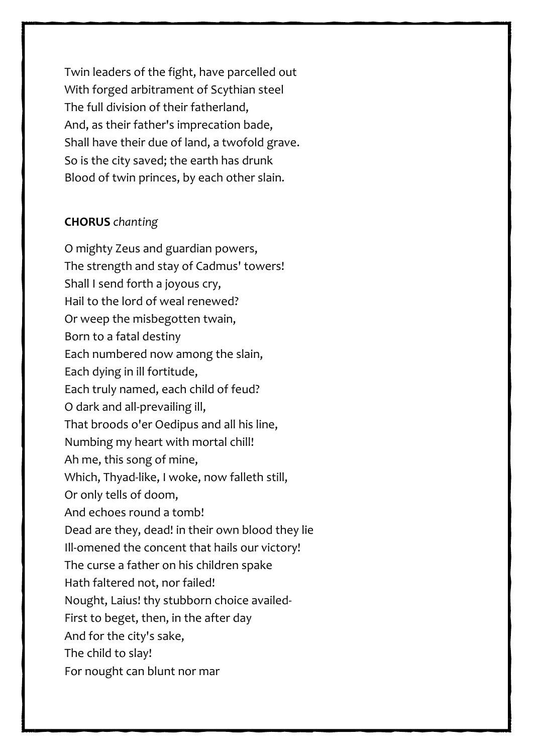Twin leaders of the fight, have parcelled out
With forged arbitrament of Scythian steel
The full division of their fatherland,
And, as their father's imprecation bade,
Shall have their due of land, a twofold grave.
So is the city saved; the earth has drunk
Blood of twin princes, by each other slain.

**CHORUS** *chanting*

O mighty Zeus and guardian powers,
The strength and stay of Cadmus' towers!
Shall I send forth a joyous cry,
Hail to the lord of weal renewed?
Or weep the misbegotten twain,
Born to a fatal destiny
Each numbered now among the slain,
Each dying in ill fortitude,
Each truly named, each child of feud?
O dark and all-prevailing ill,
That broods o'er Oedipus and all his line,
Numbing my heart with mortal chill!
Ah me, this song of mine,
Which, Thyad-like, I woke, now falleth still,
Or only tells of doom,
And echoes round a tomb!
Dead are they, dead! in their own blood they lie
Ill-omened the concent that hails our victory!
The curse a father on his children spake
Hath faltered not, nor failed!
Nought, Laius! thy stubborn choice availed-
First to beget, then, in the after day
And for the city's sake,
The child to slay!
For nought can blunt nor mar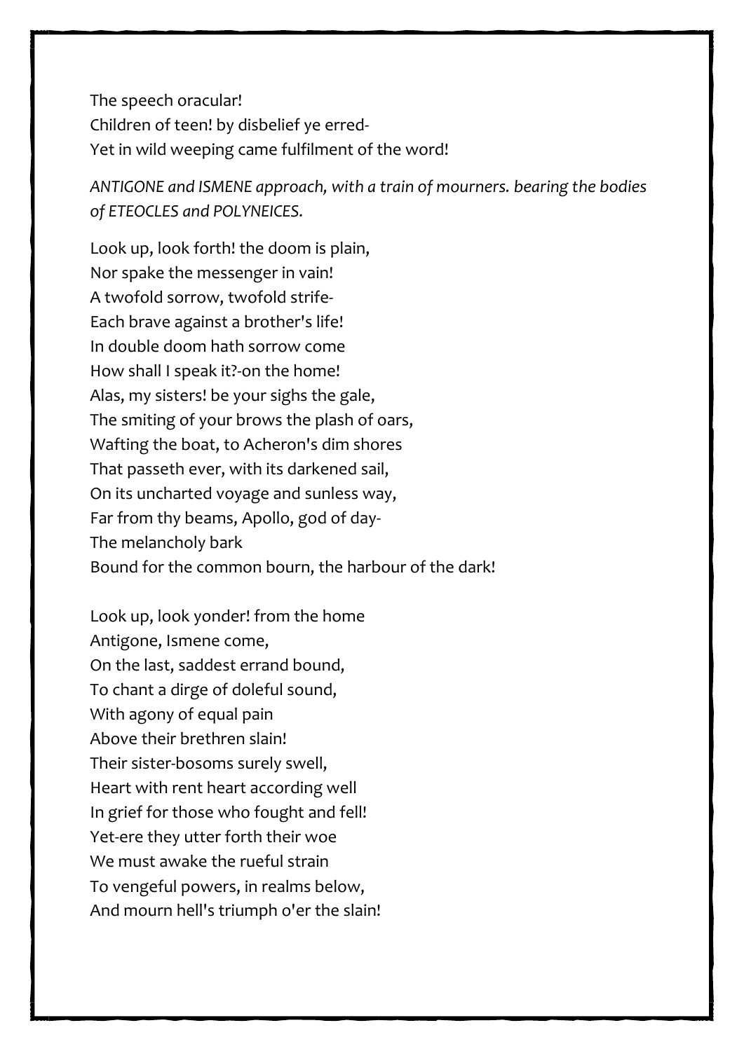The speech oracular!  
Children of teen! by disbelief ye erred-  
Yet in wild weeping came fulfilment of the word!

*ANTIGONE and ISMENE approach, with a train of mourners. bearing the bodies of ETEOCLES and POLYNEICES.*

Look up, look forth! the doom is plain,  
Nor spake the messenger in vain!  
A twofold sorrow, twofold strife-  
Each brave against a brother's life!  
In double doom hath sorrow come  
How shall I speak it?-on the home!  
Alas, my sisters! be your sighs the gale,  
The smiting of your brows the plash of oars,  
Wafting the boat, to Acheron's dim shores  
That passeth ever, with its darkened sail,  
On its uncharted voyage and sunless way,  
Far from thy beams, Apollo, god of day-  
The melancholy bark  
Bound for the common bourn, the harbour of the dark!

Look up, look yonder! from the home  
Antigone, Ismene come,  
On the last, saddest errand bound,  
To chant a dirge of doleful sound,  
With agony of equal pain  
Above their brethren slain!  
Their sister-bosoms surely swell,  
Heart with rent heart according well  
In grief for those who fought and fell!  
Yet-ere they utter forth their woe  
We must awake the rueful strain  
To vengeful powers, in realms below,  
And mourn hell's triumph o'er the slain!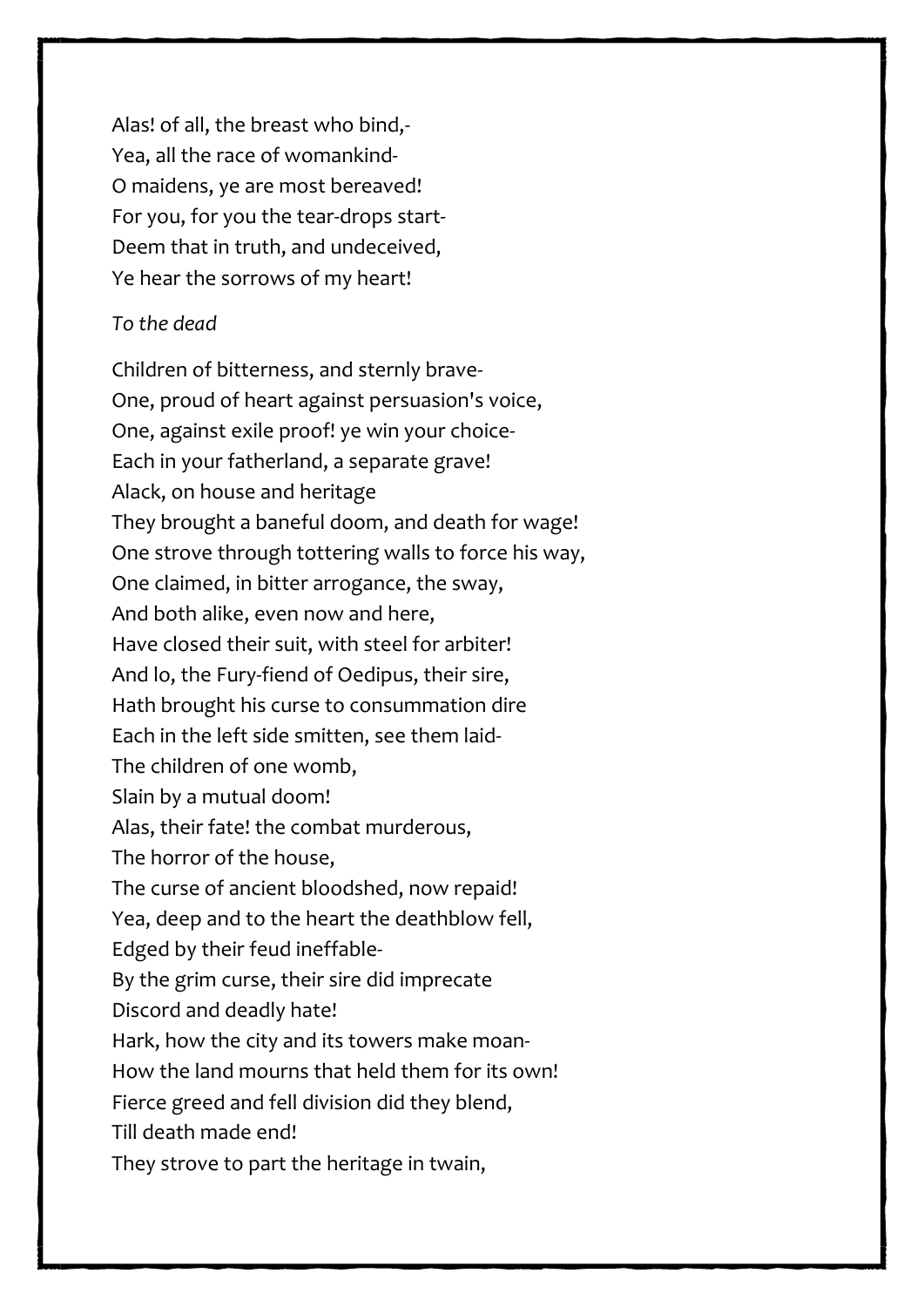Alas! of all, the breast who bind,-  
Yea, all the race of womankind-  
O maidens, ye are most bereaved!  
For you, for you the tear-drops start-  
Deem that in truth, and undeceived,  
Ye hear the sorrows of my heart!

*To the dead*

Children of bitterness, and sternly brave-  
One, proud of heart against persuasion's voice,  
One, against exile proof! ye win your choice-  
Each in your fatherland, a separate grave!  
Alack, on house and heritage  
They brought a baneful doom, and death for wage!  
One strove through tottering walls to force his way,  
One claimed, in bitter arrogance, the sway,  
And both alike, even now and here,  
Have closed their suit, with steel for arbiter!  
And lo, the Fury-fiend of Oedipus, their sire,  
Hath brought his curse to consummation dire  
Each in the left side smitten, see them laid-  
The children of one womb,  
Slain by a mutual doom!  
Alas, their fate! the combat murderous,  
The horror of the house,  
The curse of ancient bloodshed, now repaid!  
Yea, deep and to the heart the deathblow fell,  
Edged by their feud ineffable-  
By the grim curse, their sire did imprecate  
Discord and deadly hate!  
Hark, how the city and its towers make moan-  
How the land mourns that held them for its own!  
Fierce greed and fell division did they blend,  
Till death made end!  
They strove to part the heritage in twain,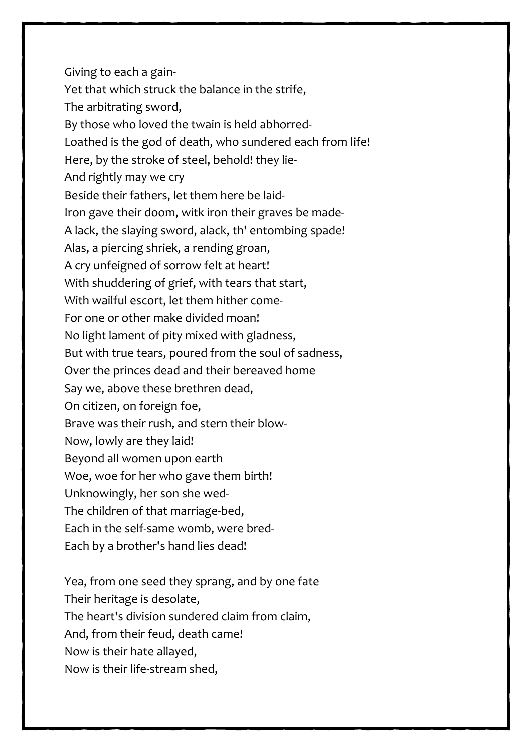Giving to each a gain-
Yet that which struck the balance in the strife,
The arbitrating sword,
By those who loved the twain is held abhorred-
Loathed is the god of death, who sundered each from life!
Here, by the stroke of steel, behold! they lie-
And rightly may we cry
Beside their fathers, let them here be laid-
Iron gave their doom, witk iron their graves be made-
A lack, the slaying sword, alack, th' entombing spade!
Alas, a piercing shriek, a rending groan,
A cry unfeigned of sorrow felt at heart!
With shuddering of grief, with tears that start,
With wailful escort, let them hither come-
For one or other make divided moan!
No light lament of pity mixed with gladness,
But with true tears, poured from the soul of sadness,
Over the princes dead and their bereaved home
Say we, above these brethren dead,
On citizen, on foreign foe,
Brave was their rush, and stern their blow-
Now, lowly are they laid!
Beyond all women upon earth
Woe, woe for her who gave them birth!
Unknowingly, her son she wed-
The children of that marriage-bed,
Each in the self-same womb, were bred-
Each by a brother's hand lies dead!

Yea, from one seed they sprang, and by one fate
Their heritage is desolate,
The heart's division sundered claim from claim,
And, from their feud, death came!
Now is their hate allayed,
Now is their life-stream shed,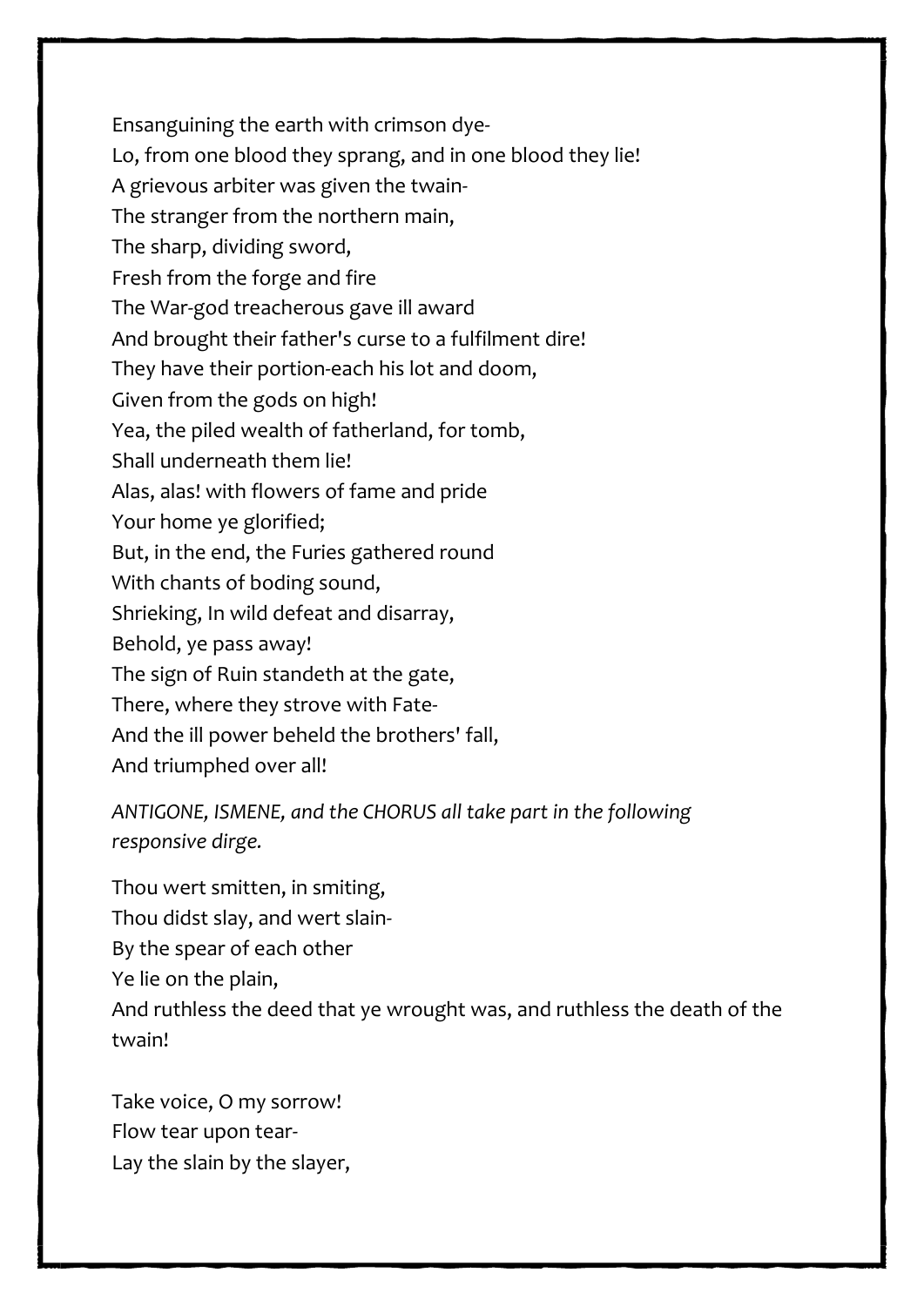Ensanguining the earth with crimson dye-
Lo, from one blood they sprang, and in one blood they lie!
A grievous arbiter was given the twain-
The stranger from the northern main,
The sharp, dividing sword,
Fresh from the forge and fire
The War-god treacherous gave ill award
And brought their father's curse to a fulfilment dire!
They have their portion-each his lot and doom,
Given from the gods on high!
Yea, the piled wealth of fatherland, for tomb,
Shall underneath them lie!
Alas, alas! with flowers of fame and pride
Your home ye glorified;
But, in the end, the Furies gathered round
With chants of boding sound,
Shrieking, In wild defeat and disarray,
Behold, ye pass away!
The sign of Ruin standeth at the gate,
There, where they strove with Fate-
And the ill power beheld the brothers' fall,
And triumphed over all!

*ANTIGONE, ISMENE, and the CHORUS all take part in the following responsive dirge.*

Thou wert smitten, in smiting,
Thou didst slay, and wert slain-
By the spear of each other
Ye lie on the plain,
And ruthless the deed that ye wrought was, and ruthless the death of the twain!

Take voice, O my sorrow!
Flow tear upon tear-
Lay the slain by the slayer,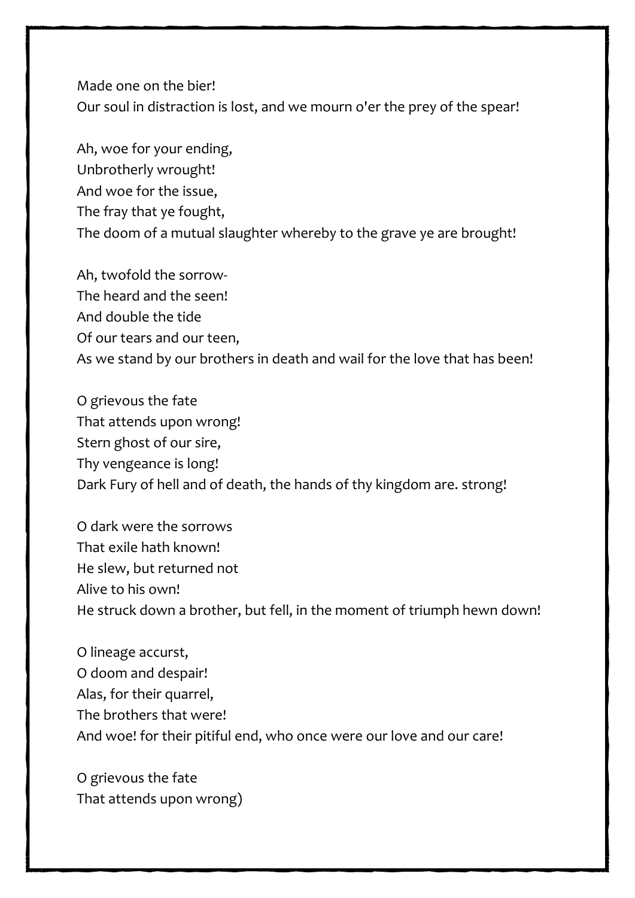Made one on the bier!  
Our soul in distraction is lost, and we mourn o'er the prey of the spear!

Ah, woe for your ending,  
Unbrotherly wrought!  
And woe for the issue,  
The fray that ye fought,  
The doom of a mutual slaughter whereby to the grave ye are brought!

Ah, twofold the sorrow-  
The heard and the seen!  
And double the tide  
Of our tears and our teen,  
As we stand by our brothers in death and wail for the love that has been!

O grievous the fate  
That attends upon wrong!  
Stern ghost of our sire,  
Thy vengeance is long!  
Dark Fury of hell and of death, the hands of thy kingdom are. strong!

O dark were the sorrows  
That exile hath known!  
He slew, but returned not  
Alive to his own!  
He struck down a brother, but fell, in the moment of triumph hewn down!

O lineage accurst,  
O doom and despair!  
Alas, for their quarrel,  
The brothers that were!  
And woe! for their pitiful end, who once were our love and our care!

O grievous the fate  
That attends upon wrong)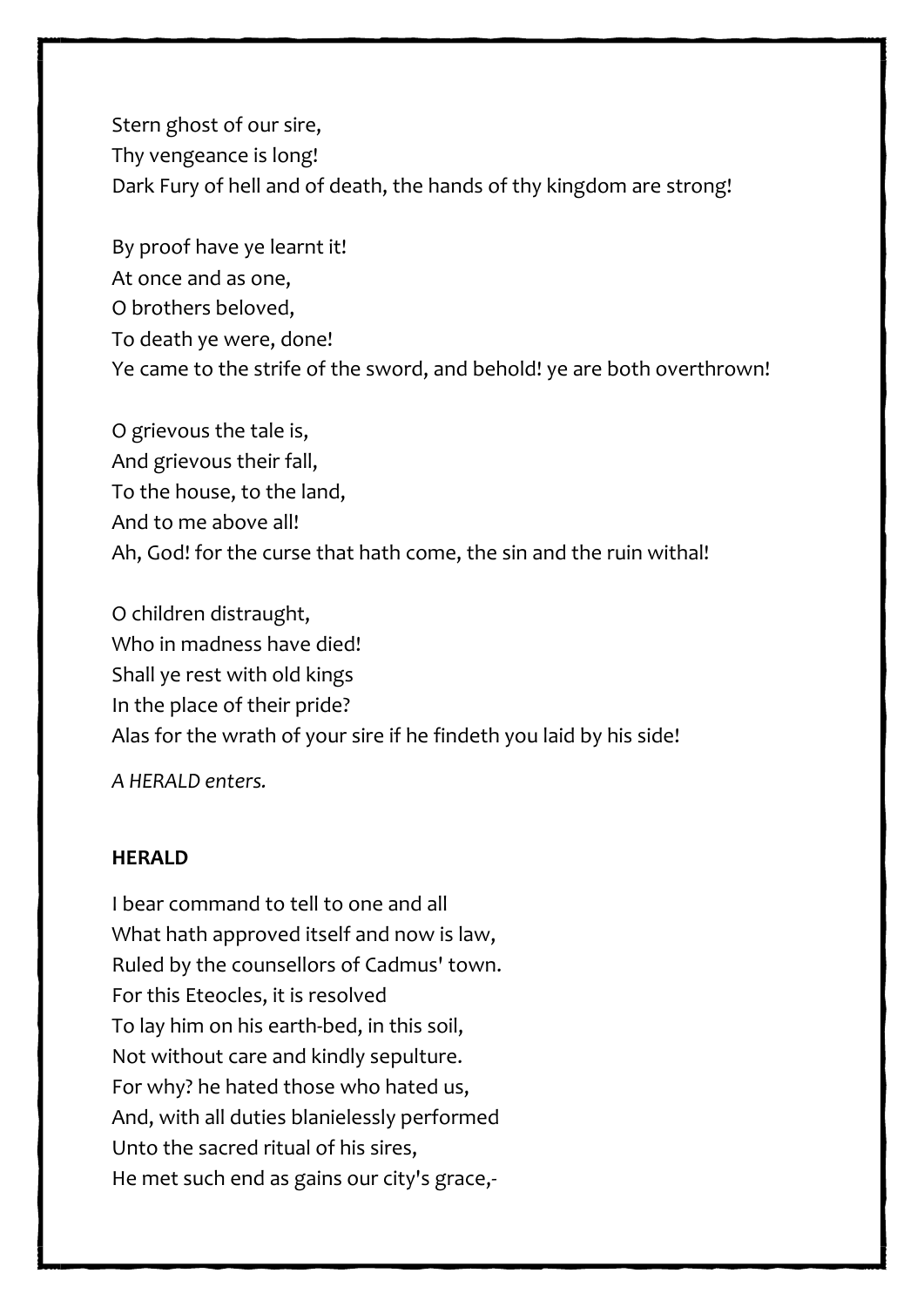Stern ghost of our sire,  
Thy vengeance is long!  
Dark Fury of hell and of death, the hands of thy kingdom are strong!

By proof have ye learnt it!  
At once and as one,  
O brothers beloved,  
To death ye were, done!  
Ye came to the strife of the sword, and behold! ye are both overthrown!

O grievous the tale is,  
And grievous their fall,  
To the house, to the land,  
And to me above all!  
Ah, God! for the curse that hath come, the sin and the ruin withal!

O children distraught,  
Who in madness have died!  
Shall ye rest with old kings  
In the place of their pride?  
Alas for the wrath of your sire if he findeth you laid by his side!

*A HERALD enters.*

**HERALD**

I bear command to tell to one and all  
What hath approved itself and now is law,  
Ruled by the counsellors of Cadmus' town.  
For this Eteocles, it is resolved  
To lay him on his earth-bed, in this soil,  
Not without care and kindly sepulture.  
For why? he hated those who hated us,  
And, with all duties blanielessly performed  
Unto the sacred ritual of his sires,  
He met such end as gains our city's grace,-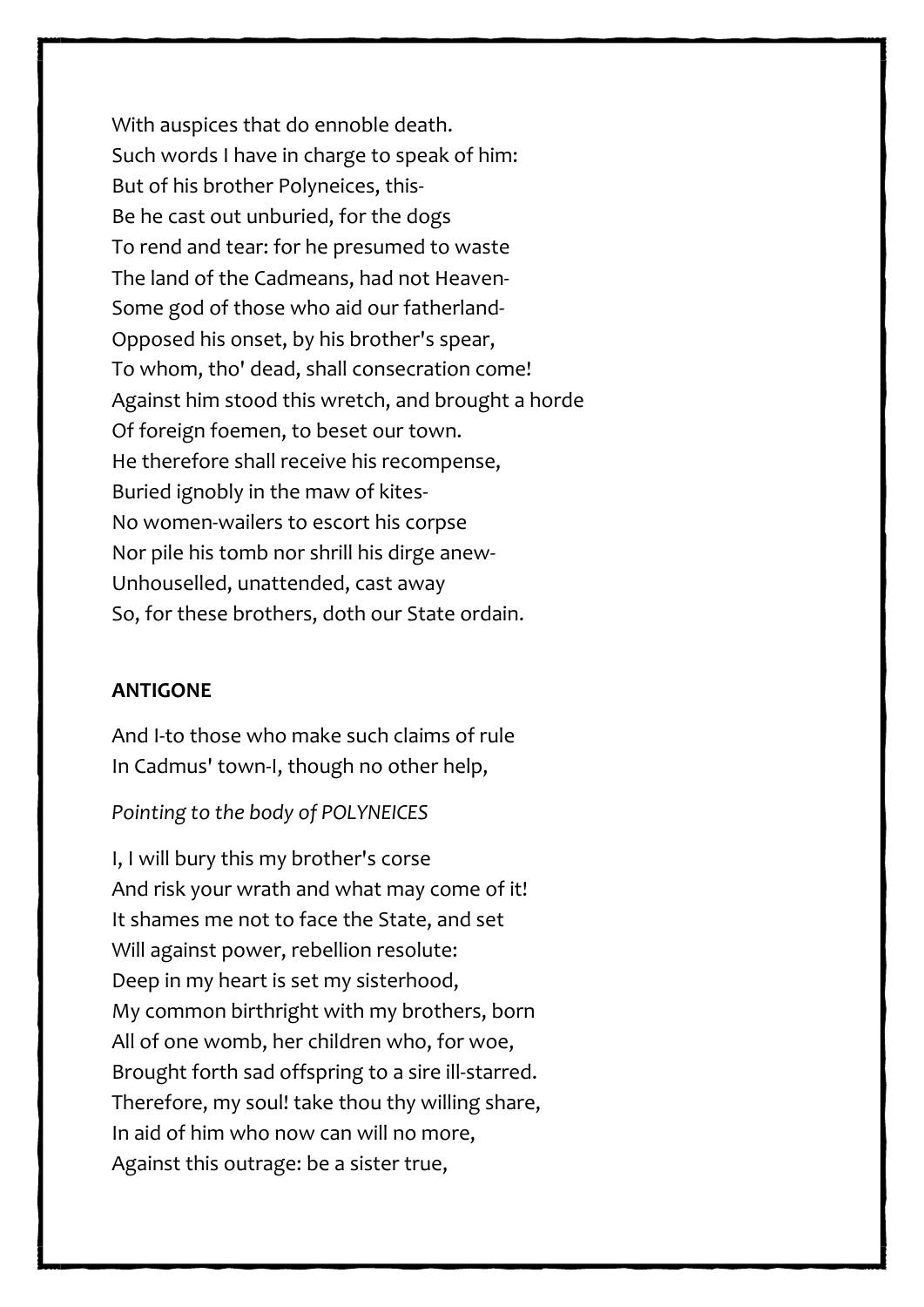With auspices that do ennoble death.
Such words I have in charge to speak of him:
But of his brother Polyneices, this-
Be he cast out unburied, for the dogs
To rend and tear: for he presumed to waste
The land of the Cadmeans, had not Heaven-
Some god of those who aid our fatherland-
Opposed his onset, by his brother's spear,
To whom, tho' dead, shall consecration come!
Against him stood this wretch, and brought a horde
Of foreign foemen, to beset our town.
He therefore shall receive his recompense,
Buried ignobly in the maw of kites-
No women-wailers to escort his corpse
Nor pile his tomb nor shrill his dirge anew-
Unhouselled, unattended, cast away
So, for these brothers, doth our State ordain.

**ANTIGONE**

And I-to those who make such claims of rule
In Cadmus' town-I, though no other help,

*Pointing to the body of POLYNEICES*

I, I will bury this my brother's corse
And risk your wrath and what may come of it!
It shames me not to face the State, and set
Will against power, rebellion resolute:
Deep in my heart is set my sisterhood,
My common birthright with my brothers, born
All of one womb, her children who, for woe,
Brought forth sad offspring to a sire ill-starred.
Therefore, my soul! take thou thy willing share,
In aid of him who now can will no more,
Against this outrage: be a sister true,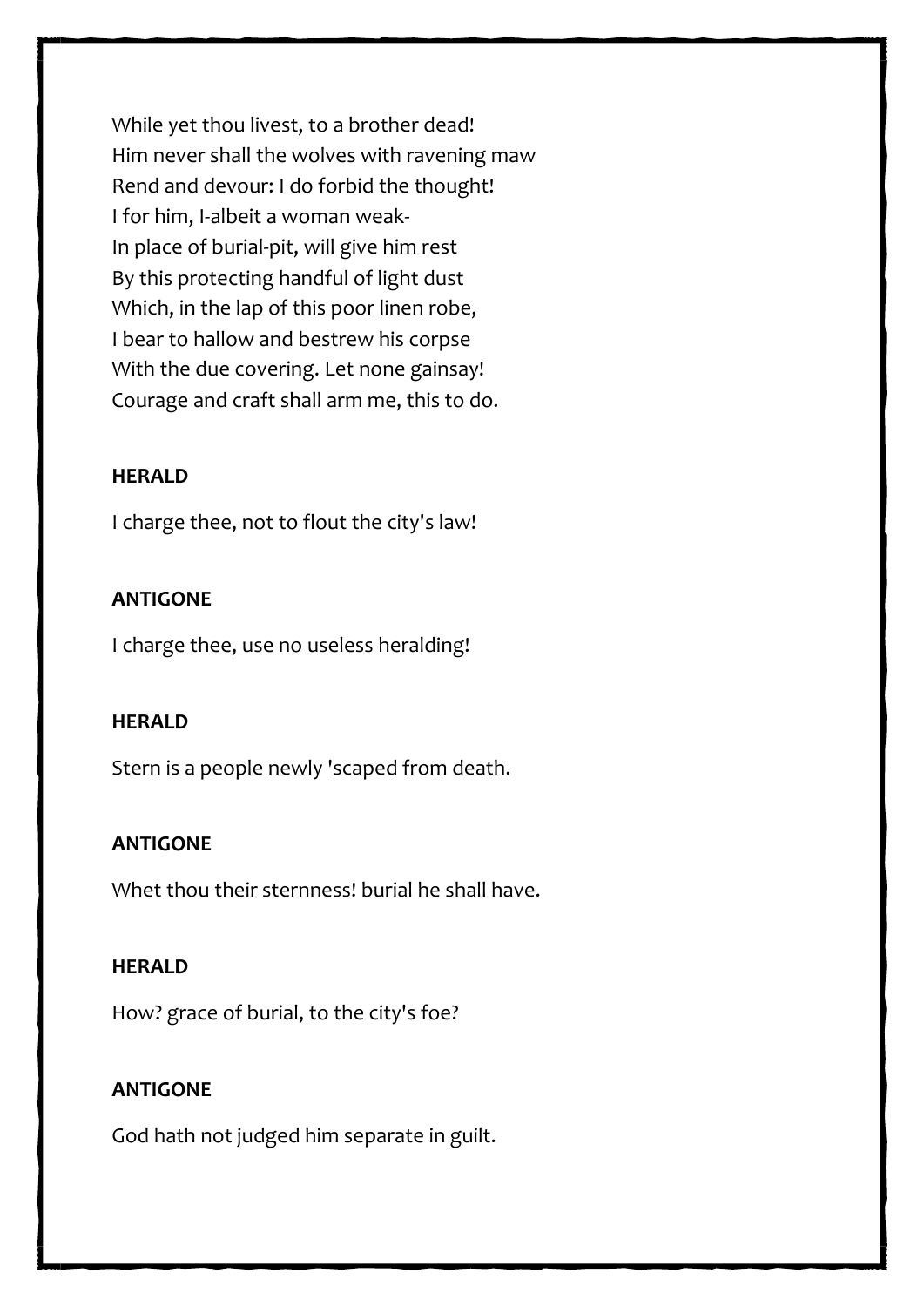While yet thou livest, to a brother dead!
Him never shall the wolves with ravening maw
Rend and devour: I do forbid the thought!
I for him, I-albeit a woman weak-
In place of burial-pit, will give him rest
By this protecting handful of light dust
Which, in the lap of this poor linen robe,
I bear to hallow and bestrew his corpse
With the due covering. Let none gainsay!
Courage and craft shall arm me, this to do.

**HERALD**

I charge thee, not to flout the city's law!

**ANTIGONE**

I charge thee, use no useless heralding!

**HERALD**

Stern is a people newly 'scaped from death.

**ANTIGONE**

Whet thou their sternness! burial he shall have.

**HERALD**

How? grace of burial, to the city's foe?

**ANTIGONE**

God hath not judged him separate in guilt.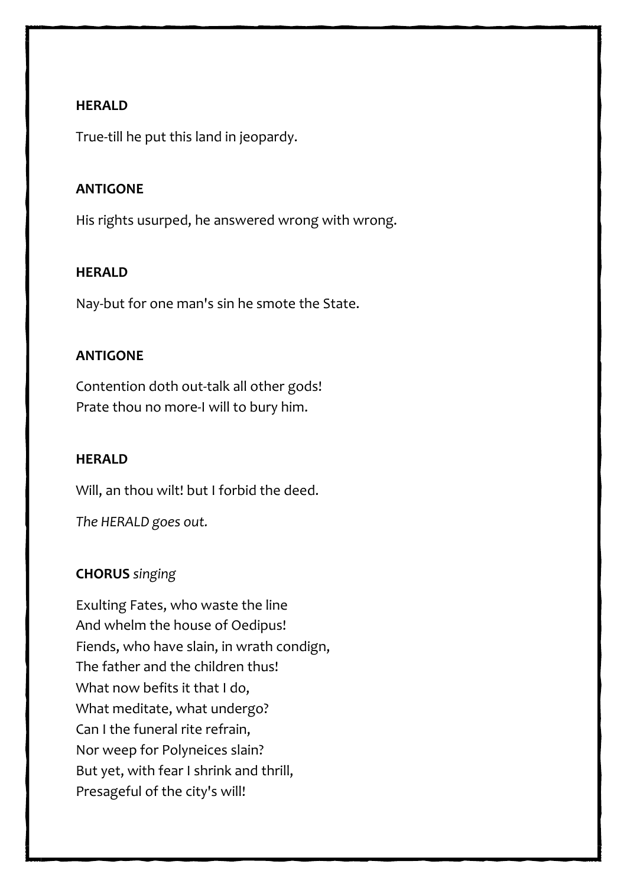**HERALD**

True-till he put this land in jeopardy.

**ANTIGONE**

His rights usurped, he answered wrong with wrong.

**HERALD**

Nay-but for one man's sin he smote the State.

**ANTIGONE**

Contention doth out-talk all other gods!  
Prate thou no more-I will to bury him.

**HERALD**

Will, an thou wilt! but I forbid the deed.

*The HERALD goes out.*

**CHORUS** *singing*

Exulting Fates, who waste the line  
And whelm the house of Oedipus!  
Fiends, who have slain, in wrath condign,  
The father and the children thus!  
What now befits it that I do,  
What meditate, what undergo?  
Can I the funeral rite refrain,  
Nor weep for Polyneices slain?  
But yet, with fear I shrink and thrill,  
Presageful of the city's will!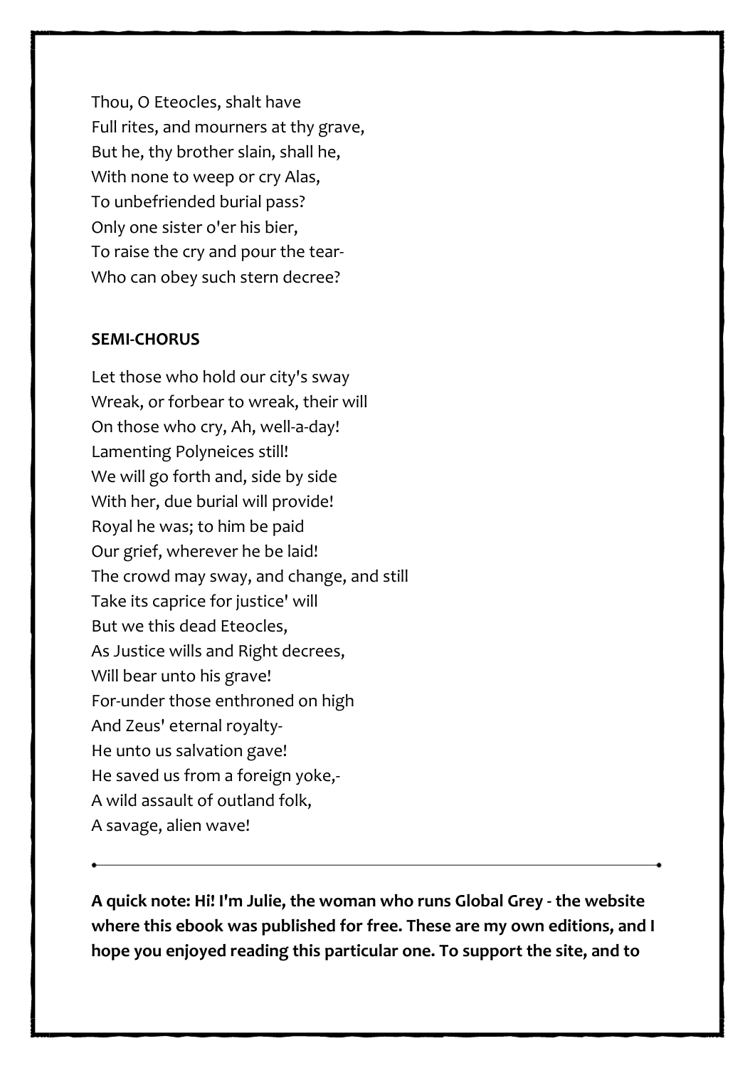Thou, O Eteocles, shalt have
Full rites, and mourners at thy grave,
But he, thy brother slain, shall he,
With none to weep or cry Alas,
To unbefriended burial pass?
Only one sister o'er his bier,
To raise the cry and pour the tear-
Who can obey such stern decree?

**SEMI-CHORUS**

Let those who hold our city's sway
Wreak, or forbear to wreak, their will
On those who cry, Ah, well-a-day!
Lamenting Polyneices still!
We will go forth and, side by side
With her, due burial will provide!
Royal he was; to him be paid
Our grief, wherever he be laid!
The crowd may sway, and change, and still
Take its caprice for justice' will
But we this dead Eteocles,
As Justice wills and Right decrees,
Will bear unto his grave!
For-under those enthroned on high
And Zeus' eternal royalty-
He unto us salvation gave!
He saved us from a foreign yoke,-
A wild assault of outland folk,
A savage, alien wave!

---

**A quick note: Hi! I'm Julie, the woman who runs Global Grey - the website where this ebook was published for free. These are my own editions, and I hope you enjoyed reading this particular one. To support the site, and to**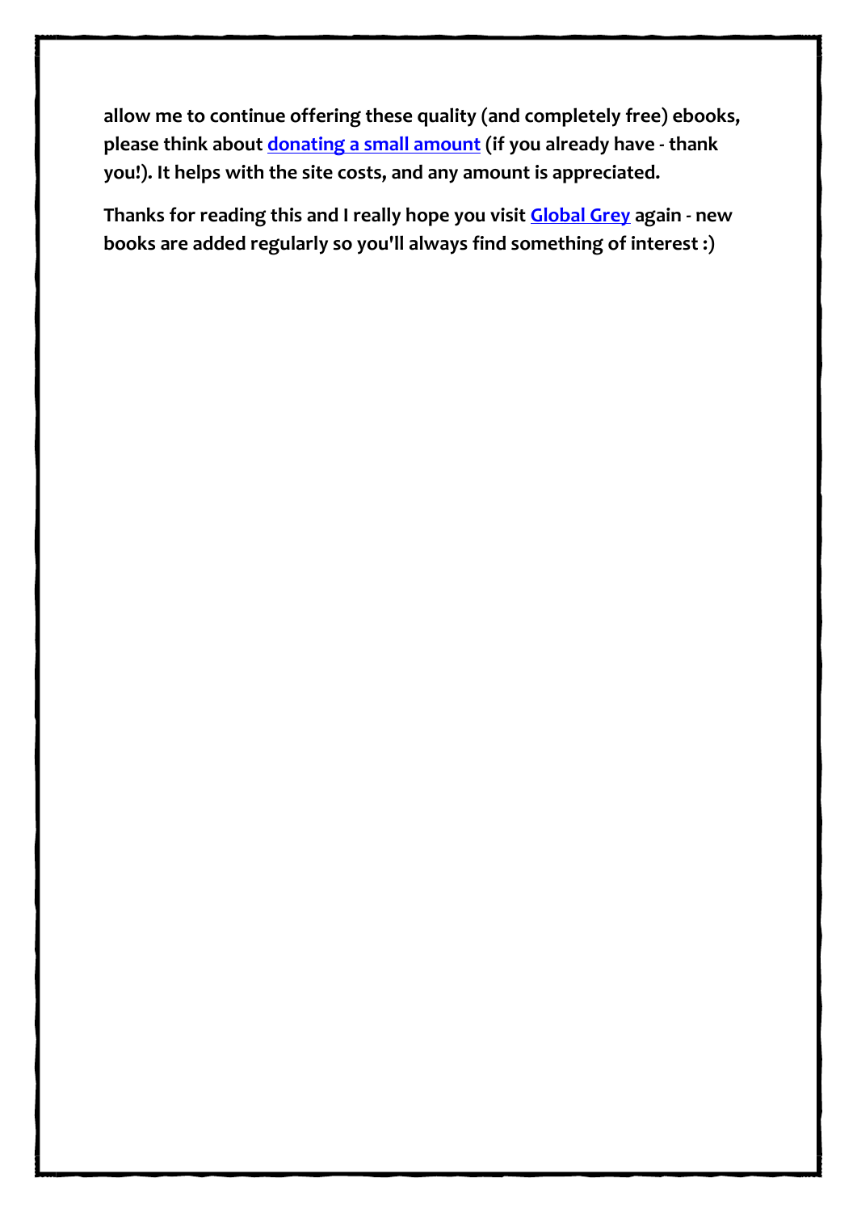**allow me to continue offering these quality (and completely free) ebooks, please think about donating a small amount (if you already have - thank you!). It helps with the site costs, and any amount is appreciated.**

**Thanks for reading this and I really hope you visit Global Grey again - new books are added regularly so you'll always find something of interest :)**